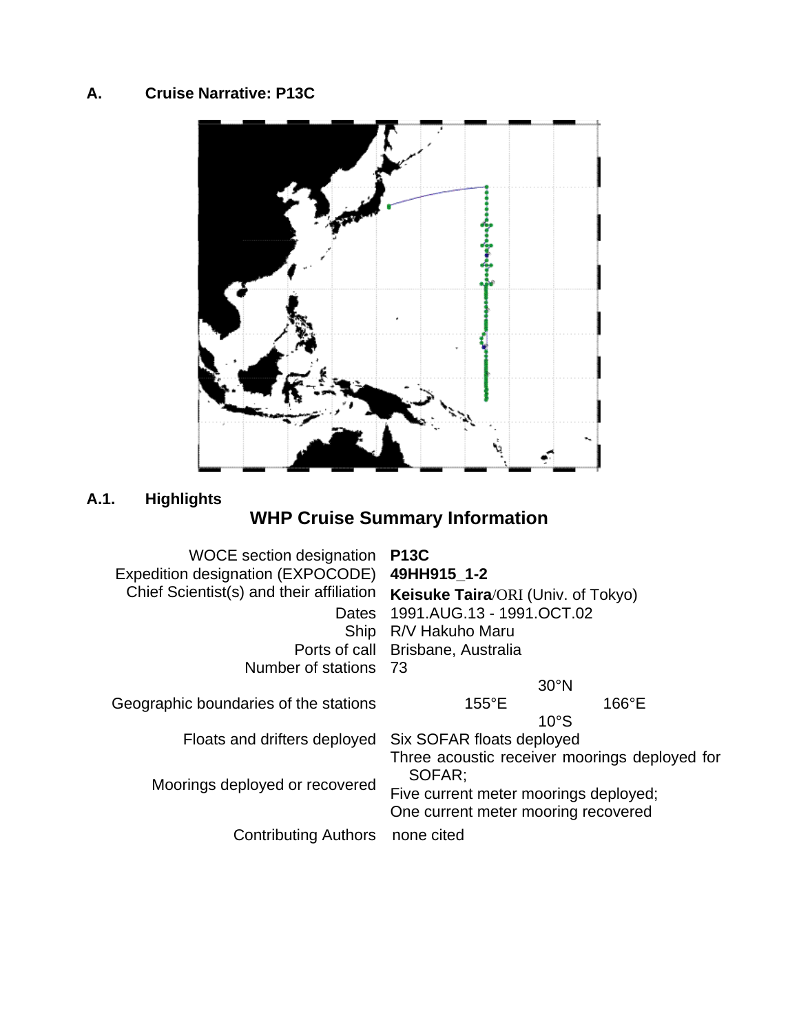## A. Cruise Narrative: P13C

### A.1. Highlights

## WHP Cruise Summary Information

| | |
|---|---|
| WOCE section designation | **P13C** |
| Expedition designation (EXPOCODE) | **49HH915_1-2** |
| Chief Scientist(s) and their affiliation | **Keisuke Taira**/ORI (Univ. of Tokyo) |
| Dates | 1991.AUG.13 - 1991.OCT.02 |
| Ship | R/V Hakuho Maru |
| Ports of call | Brisbane, Australia |
| Number of stations | 73 |
| Geographic boundaries of the stations | 30°N; 155°E; 166°E; 10°S |
| Floats and drifters deployed | Six SOFAR floats deployed |
| Moorings deployed or recovered | Three acoustic receiver moorings deployed for SOFAR; Five current meter moorings deployed; One current meter mooring recovered |
| Contributing Authors | none cited |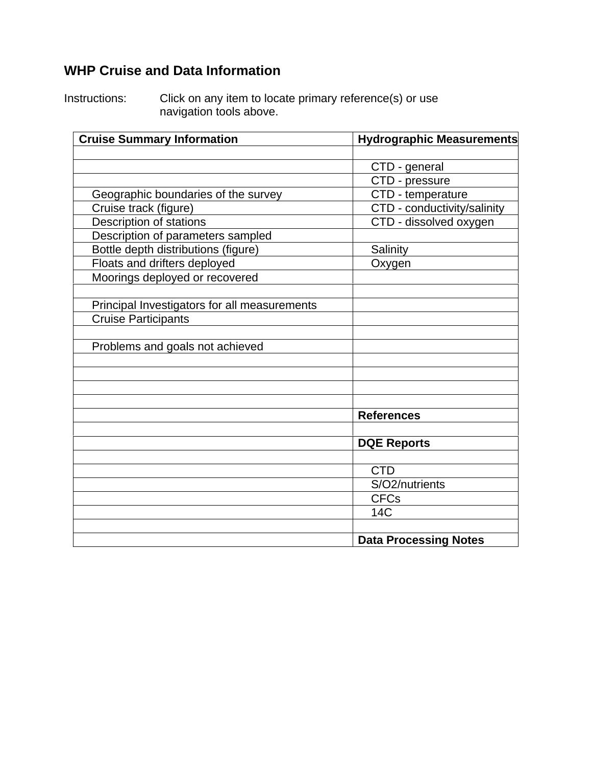## WHP Cruise and Data Information

Instructions: Click on any item to locate primary reference(s) or use navigation tools above.

| Cruise Summary Information | Hydrographic Measurements |
|---|---|
| | |
| | CTD - general |
| | CTD - pressure |
| Geographic boundaries of the survey | CTD - temperature |
| Cruise track (figure) | CTD - conductivity/salinity |
| Description of stations | CTD - dissolved oxygen |
| Description of parameters sampled | |
| Bottle depth distributions (figure) | Salinity |
| Floats and drifters deployed | Oxygen |
| Moorings deployed or recovered | |
| | |
| Principal Investigators for all measurements | |
| Cruise Participants | |
| | |
| Problems and goals not achieved | |
| | |
| | |
| | |
| | |
| | **References** |
| | |
| | **DQE Reports** |
| | |
| | CTD |
| | S/O2/nutrients |
| | CFCs |
| | 14C |
| | |
| | **Data Processing Notes** |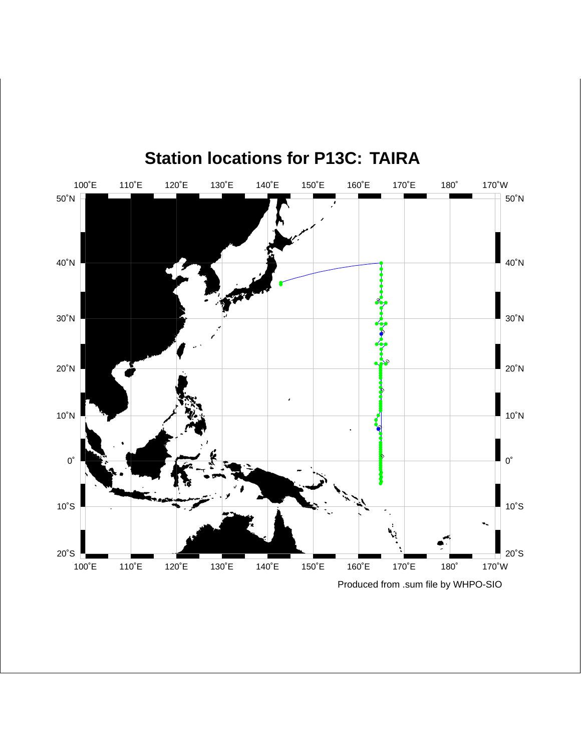## Station locations for P13C: TAIRA

Produced from .sum file by WHPO-SIO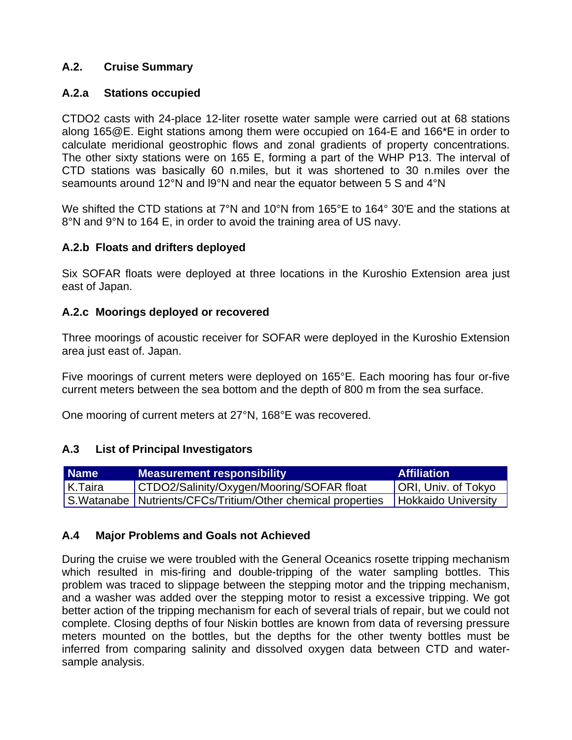## A.2. Cruise Summary

### A.2.a Stations occupied

CTDO2 casts with 24-place 12-liter rosette water sample were carried out at 68 stations along 165@E. Eight stations among them were occupied on 164-E and 166*E in order to calculate meridional geostrophic flows and zonal gradients of property concentrations. The other sixty stations were on 165 E, forming a part of the WHP P13. The interval of CTD stations was basically 60 n.miles, but it was shortened to 30 n.miles over the seamounts around 12°N and l9°N and near the equator between 5 S and 4°N

We shifted the CTD stations at 7°N and 10°N from 165°E to 164° 30'E and the stations at 8°N and 9°N to 164 E, in order to avoid the training area of US navy.

### A.2.b Floats and drifters deployed

Six SOFAR floats were deployed at three locations in the Kuroshio Extension area just east of Japan.

### A.2.c Moorings deployed or recovered

Three moorings of acoustic receiver for SOFAR were deployed in the Kuroshio Extension area just east of. Japan.

Five moorings of current meters were deployed on 165°E. Each mooring has four or-five current meters between the sea bottom and the depth of 800 m from the sea surface.

One mooring of current meters at 27°N, 168°E was recovered.

## A.3 List of Principal Investigators

| Name | Measurement responsibility | Affiliation |
|---|---|---|
| K.Taira | CTDO2/Salinity/Oxygen/Mooring/SOFAR float | ORI, Univ. of Tokyo |
| S.Watanabe | Nutrients/CFCs/Tritium/Other chemical properties | Hokkaido University |

## A.4 Major Problems and Goals not Achieved

During the cruise we were troubled with the General Oceanics rosette tripping mechanism which resulted in mis-firing and double-tripping of the water sampling bottles. This problem was traced to slippage between the stepping motor and the tripping mechanism, and a washer was added over the stepping motor to resist a excessive tripping. We got better action of the tripping mechanism for each of several trials of repair, but we could not complete. Closing depths of four Niskin bottles are known from data of reversing pressure meters mounted on the bottles, but the depths for the other twenty bottles must be inferred from comparing salinity and dissolved oxygen data between CTD and water-sample analysis.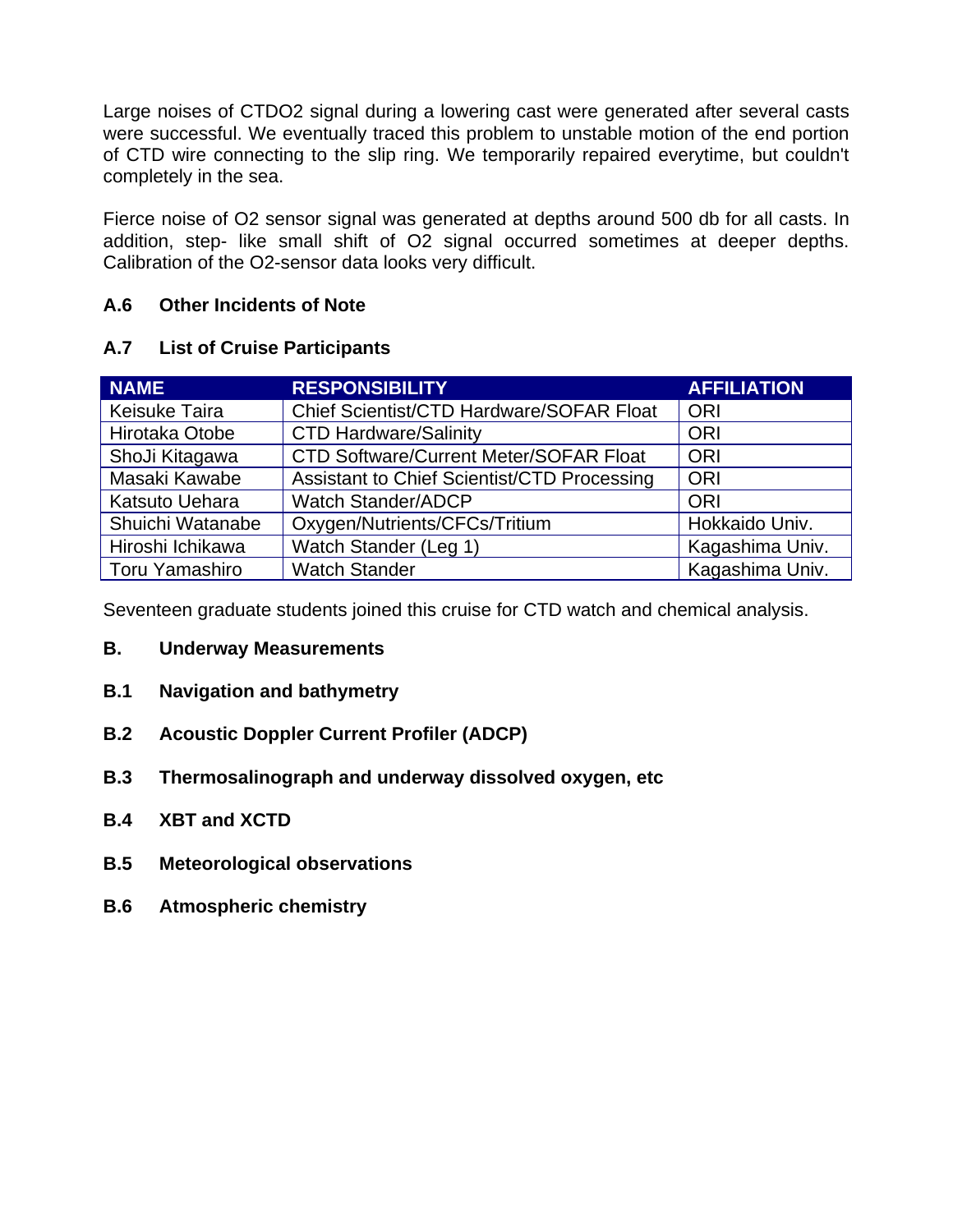Large noises of CTDO2 signal during a lowering cast were generated after several casts were successful. We eventually traced this problem to unstable motion of the end portion of CTD wire connecting to the slip ring. We temporarily repaired everytime, but couldn't completely in the sea.

Fierce noise of O2 sensor signal was generated at depths around 500 db for all casts. In addition, step- like small shift of O2 signal occurred sometimes at deeper depths. Calibration of the O2-sensor data looks very difficult.

### A.6 Other Incidents of Note

### A.7 List of Cruise Participants

| NAME | RESPONSIBILITY | AFFILIATION |
|---|---|---|
| Keisuke Taira | Chief Scientist/CTD Hardware/SOFAR Float | ORI |
| Hirotaka Otobe | CTD Hardware/Salinity | ORI |
| ShoJi Kitagawa | CTD Software/Current Meter/SOFAR Float | ORI |
| Masaki Kawabe | Assistant to Chief Scientist/CTD Processing | ORI |
| Katsuto Uehara | Watch Stander/ADCP | ORI |
| Shuichi Watanabe | Oxygen/Nutrients/CFCs/Tritium | Hokkaido Univ. |
| Hiroshi Ichikawa | Watch Stander (Leg 1) | Kagashima Univ. |
| Toru Yamashiro | Watch Stander | Kagashima Univ. |

Seventeen graduate students joined this cruise for CTD watch and chemical analysis.

## B. Underway Measurements

### B.1 Navigation and bathymetry

### B.2 Acoustic Doppler Current Profiler (ADCP)

### B.3 Thermosalinograph and underway dissolved oxygen, etc

### B.4 XBT and XCTD

### B.5 Meteorological observations

### B.6 Atmospheric chemistry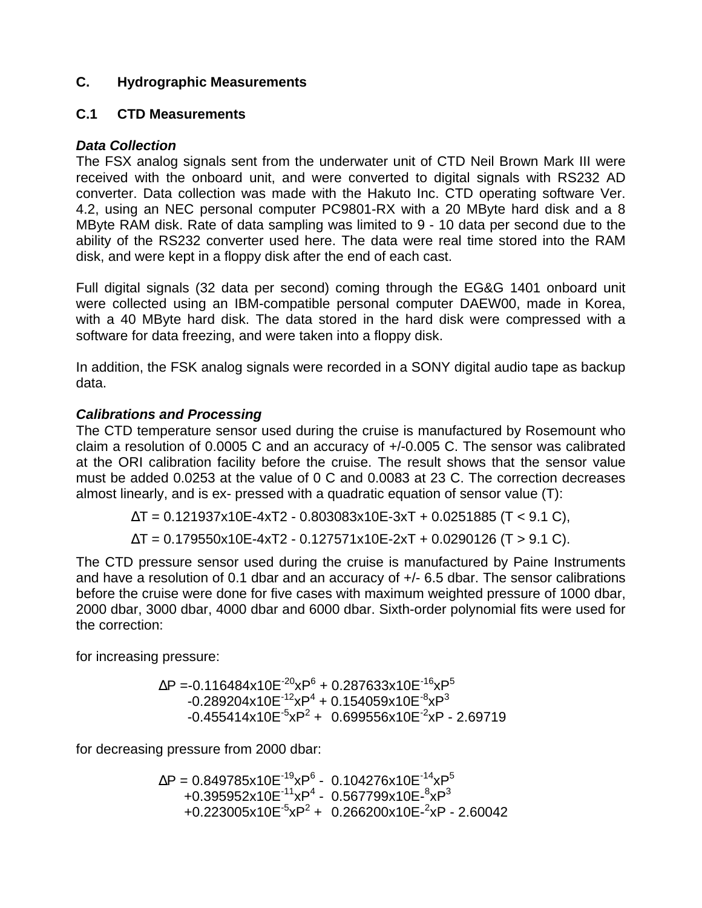## C. Hydrographic Measurements

### C.1 CTD Measurements

***Data Collection***

The FSX analog signals sent from the underwater unit of CTD Neil Brown Mark III were received with the onboard unit, and were converted to digital signals with RS232 AD converter. Data collection was made with the Hakuto Inc. CTD operating software Ver. 4.2, using an NEC personal computer PC9801-RX with a 20 MByte hard disk and a 8 MByte RAM disk. Rate of data sampling was limited to 9 - 10 data per second due to the ability of the RS232 converter used here. The data were real time stored into the RAM disk, and were kept in a floppy disk after the end of each cast.

Full digital signals (32 data per second) coming through the EG&G 1401 onboard unit were collected using an IBM-compatible personal computer DAEW00, made in Korea, with a 40 MByte hard disk. The data stored in the hard disk were compressed with a software for data freezing, and were taken into a floppy disk.

In addition, the FSK analog signals were recorded in a SONY digital audio tape as backup data.

***Calibrations and Processing***

The CTD temperature sensor used during the cruise is manufactured by Rosemount who claim a resolution of 0.0005 C and an accuracy of +/-0.005 C. The sensor was calibrated at the ORI calibration facility before the cruise. The result shows that the sensor value must be added 0.0253 at the value of 0 C and 0.0083 at 23 C. The correction decreases almost linearly, and is ex- pressed with a quadratic equation of sensor value (T):

$$\Delta T = 0.121937\text{x}10E\text{-}4 \text{x} T2 - 0.803083\text{x}10E\text{-}3 \text{x} T + 0.0251885 \quad (T < 9.1\ C),$$

$$\Delta T = 0.179550\text{x}10E\text{-}4 \text{x} T2 - 0.127571\text{x}10E\text{-}2 \text{x} T + 0.0290126 \quad (T > 9.1\ C).$$

The CTD pressure sensor used during the cruise is manufactured by Paine Instruments and have a resolution of 0.1 dbar and an accuracy of +/- 6.5 dbar. The sensor calibrations before the cruise were done for five cases with maximum weighted pressure of 1000 dbar, 2000 dbar, 3000 dbar, 4000 dbar and 6000 dbar. Sixth-order polynomial fits were used for the correction:

for increasing pressure:

$$\begin{aligned}\Delta P = & -0.116484\text{x}10E^{-20}\text{x}P^6 + 0.287633\text{x}10E^{-16}\text{x}P^5 \\ & -0.289204\text{x}10E^{-12}\text{x}P^4 + 0.154059\text{x}10E^{-8}\text{x}P^3 \\ & -0.455414\text{x}10E^{-5}\text{x}P^2 + 0.699556\text{x}10E^{-2}\text{x}P - 2.69719\end{aligned}$$

for decreasing pressure from 2000 dbar:

$$\begin{aligned}\Delta P = & \ 0.849785\text{x}10E^{-19}\text{x}P^6 - 0.104276\text{x}10E^{-14}\text{x}P^5 \\ & +0.395952\text{x}10E^{-11}\text{x}P^4 - 0.567799\text{x}10E\text{-}^{8}\text{x}P^3 \\ & +0.223005\text{x}10E^{-5}\text{x}P^2 + 0.266200\text{x}10E\text{-}^{2}\text{x}P - 2.60042\end{aligned}$$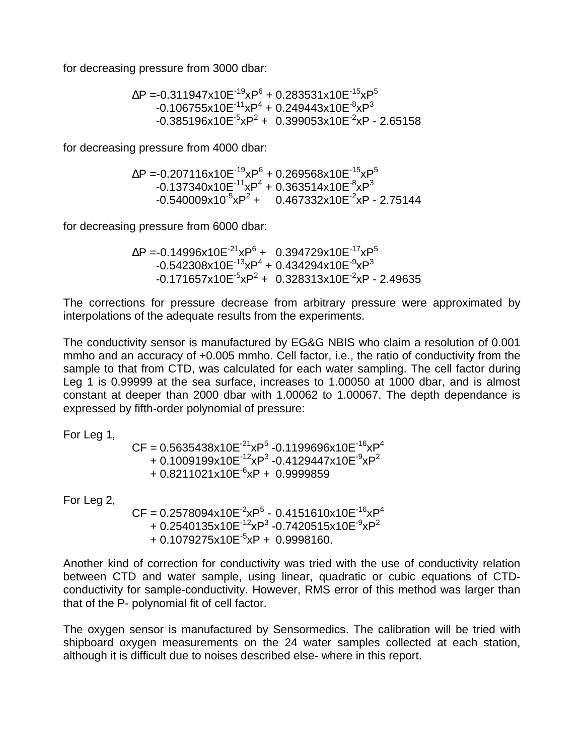for decreasing pressure from 3000 dbar:

$$
\begin{aligned}
\Delta P = & -0.311947\text{x}10E^{-19}\text{x}P^6 + 0.283531\text{x}10E^{-15}\text{x}P^5 \\
& -0.106755\text{x}10E^{-11}\text{x}P^4 + 0.249443\text{x}10E^{-8}\text{x}P^3 \\
& -0.385196\text{x}10E^{-5}\text{x}P^2 + 0.399053\text{x}10E^{-2}\text{x}P - 2.65158
\end{aligned}
$$

for decreasing pressure from 4000 dbar:

$$
\begin{aligned}
\Delta P = & -0.207116\text{x}10E^{-19}\text{x}P^6 + 0.269568\text{x}10E^{-15}\text{x}P^5 \\
& -0.137340\text{x}10E^{-11}\text{x}P^4 + 0.363514\text{x}10E^{-8}\text{x}P^3 \\
& -0.540009\text{x}10^{-5}\text{x}P^2 + 0.467332\text{x}10E^{-2}\text{x}P - 2.75144
\end{aligned}
$$

for decreasing pressure from 6000 dbar:

$$
\begin{aligned}
\Delta P = & -0.14996\text{x}10E^{-21}\text{x}P^6 + 0.394729\text{x}10E^{-17}\text{x}P^5 \\
& -0.542308\text{x}10E^{-13}\text{x}P^4 + 0.434294\text{x}10E^{-9}\text{x}P^3 \\
& -0.171657\text{x}10E^{-5}\text{x}P^2 + 0.328313\text{x}10E^{-2}\text{x}P - 2.49635
\end{aligned}
$$

The corrections for pressure decrease from arbitrary pressure were approximated by interpolations of the adequate results from the experiments.

The conductivity sensor is manufactured by EG&G NBIS who claim a resolution of 0.001 mmho and an accuracy of +0.005 mmho. Cell factor, i.e., the ratio of conductivity from the sample to that from CTD, was calculated for each water sampling. The cell factor during Leg 1 is 0.99999 at the sea surface, increases to 1.00050 at 1000 dbar, and is almost constant at deeper than 2000 dbar with 1.00062 to 1.00067. The depth dependance is expressed by fifth-order polynomial of pressure:

For Leg 1,

$$
\begin{aligned}
CF = & \; 0.5635438\text{x}10E^{-21}\text{x}P^5 - 0.1199696\text{x}10E^{-16}\text{x}P^4 \\
& + 0.1009199\text{x}10E^{-12}\text{x}P^3 - 0.4129447\text{x}10E^{-9}\text{x}P^2 \\
& + 0.8211021\text{x}10E^{-6}\text{x}P + 0.9999859
\end{aligned}
$$

For Leg 2,

$$
\begin{aligned}
CF = & \; 0.2578094\text{x}10E^{-2}\text{x}P^5 - 0.4151610\text{x}10E^{-16}\text{x}P^4 \\
& + 0.2540135\text{x}10E^{-12}\text{x}P^3 - 0.7420515\text{x}10E^{-9}\text{x}P^2 \\
& + 0.1079275\text{x}10E^{-5}\text{x}P + 0.9998160.
\end{aligned}
$$

Another kind of correction for conductivity was tried with the use of conductivity relation between CTD and water sample, using linear, quadratic or cubic equations of CTD-conductivity for sample-conductivity. However, RMS error of this method was larger than that of the P- polynomial fit of cell factor.

The oxygen sensor is manufactured by Sensormedics. The calibration will be tried with shipboard oxygen measurements on the 24 water samples collected at each station, although it is difficult due to noises described else- where in this report.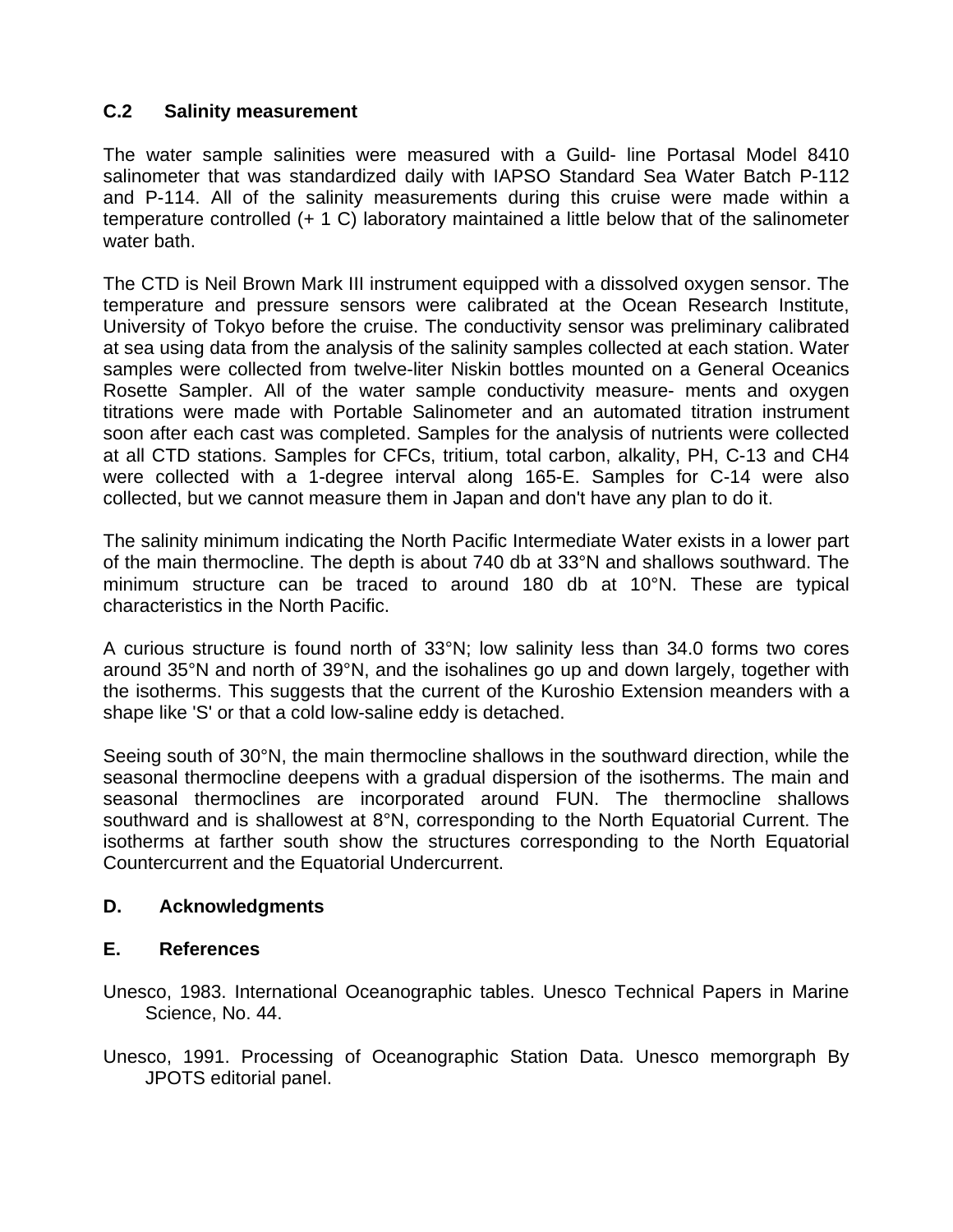### C.2 Salinity measurement

The water sample salinities were measured with a Guild- line Portasal Model 8410 salinometer that was standardized daily with IAPSO Standard Sea Water Batch P-112 and P-114. All of the salinity measurements during this cruise were made within a temperature controlled (+ 1 C) laboratory maintained a little below that of the salinometer water bath.

The CTD is Neil Brown Mark III instrument equipped with a dissolved oxygen sensor. The temperature and pressure sensors were calibrated at the Ocean Research Institute, University of Tokyo before the cruise. The conductivity sensor was preliminary calibrated at sea using data from the analysis of the salinity samples collected at each station. Water samples were collected from twelve-liter Niskin bottles mounted on a General Oceanics Rosette Sampler. All of the water sample conductivity measure- ments and oxygen titrations were made with Portable Salinometer and an automated titration instrument soon after each cast was completed. Samples for the analysis of nutrients were collected at all CTD stations. Samples for CFCs, tritium, total carbon, alkality, PH, C-13 and CH4 were collected with a 1-degree interval along 165-E. Samples for C-14 were also collected, but we cannot measure them in Japan and don't have any plan to do it.

The salinity minimum indicating the North Pacific Intermediate Water exists in a lower part of the main thermocline. The depth is about 740 db at 33°N and shallows southward. The minimum structure can be traced to around 180 db at 10°N. These are typical characteristics in the North Pacific.

A curious structure is found north of 33°N; low salinity less than 34.0 forms two cores around 35°N and north of 39°N, and the isohalines go up and down largely, together with the isotherms. This suggests that the current of the Kuroshio Extension meanders with a shape like 'S' or that a cold low-saline eddy is detached.

Seeing south of 30°N, the main thermocline shallows in the southward direction, while the seasonal thermocline deepens with a gradual dispersion of the isotherms. The main and seasonal thermoclines are incorporated around FUN. The thermocline shallows southward and is shallowest at 8°N, corresponding to the North Equatorial Current. The isotherms at farther south show the structures corresponding to the North Equatorial Countercurrent and the Equatorial Undercurrent.

## D. Acknowledgments

## E. References

Unesco, 1983. International Oceanographic tables. Unesco Technical Papers in Marine Science, No. 44.

Unesco, 1991. Processing of Oceanographic Station Data. Unesco memorgraph By JPOTS editorial panel.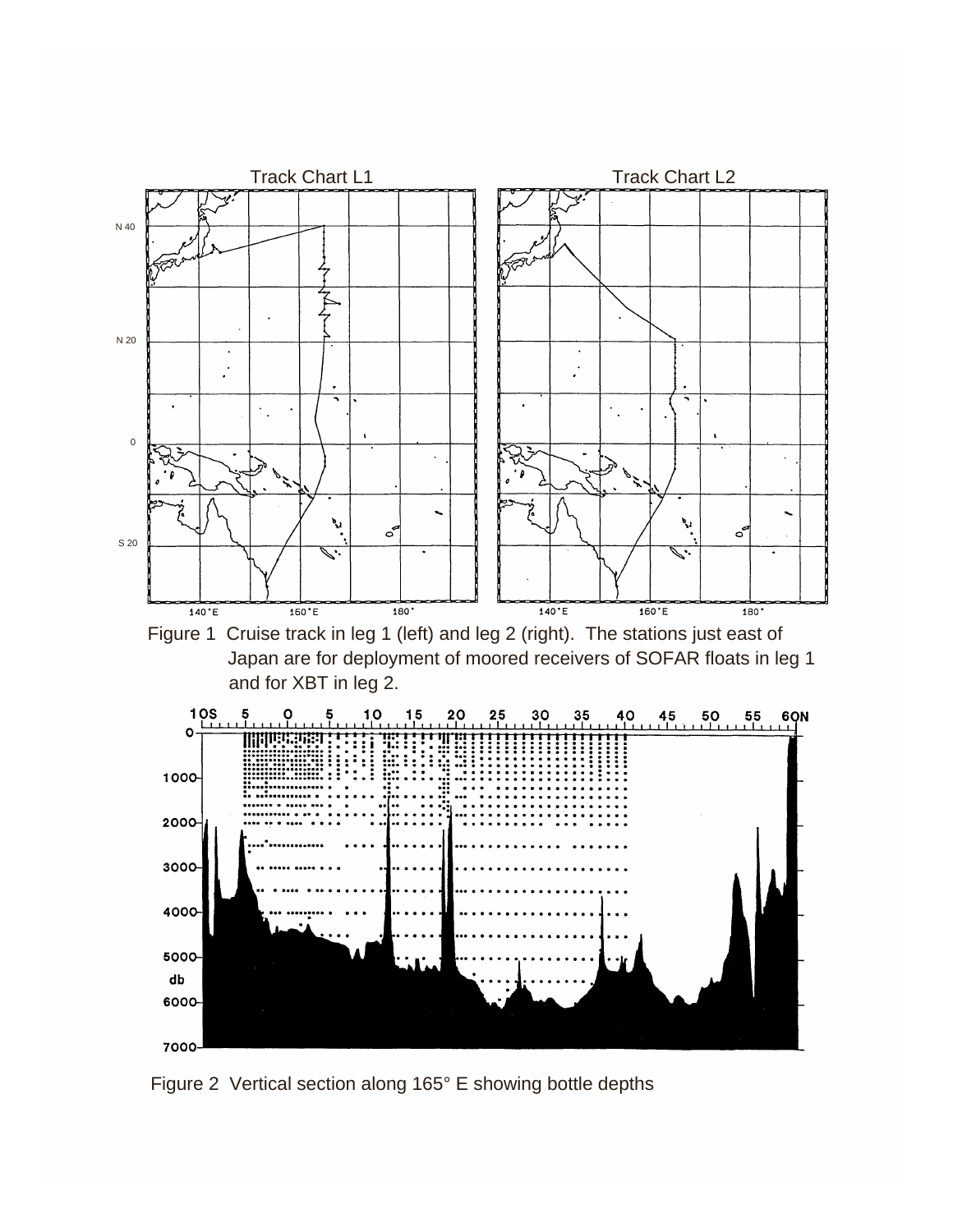Figure 1 Cruise track in leg 1 (left) and leg 2 (right). The stations just east of Japan are for deployment of moored receivers of SOFAR floats in leg 1 and for XBT in leg 2.

Figure 2 Vertical section along 165° E showing bottle depths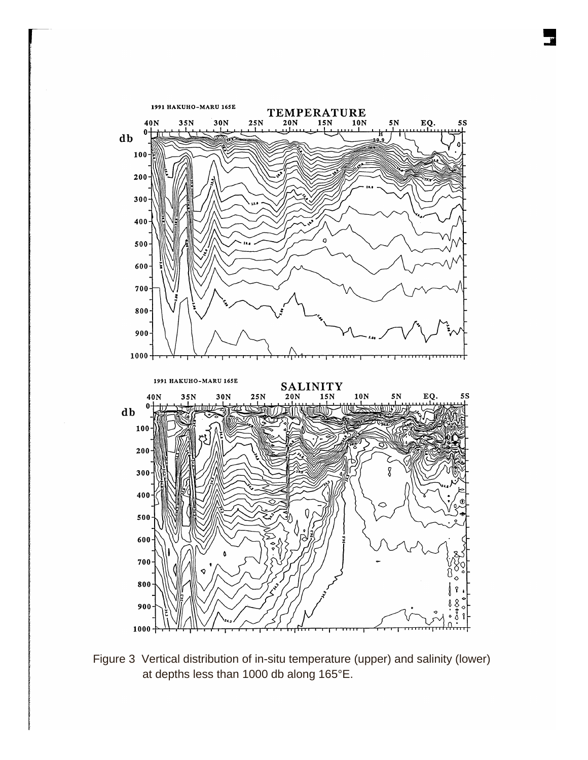Figure 3 Vertical distribution of in-situ temperature (upper) and salinity (lower) at depths less than 1000 db along 165°E.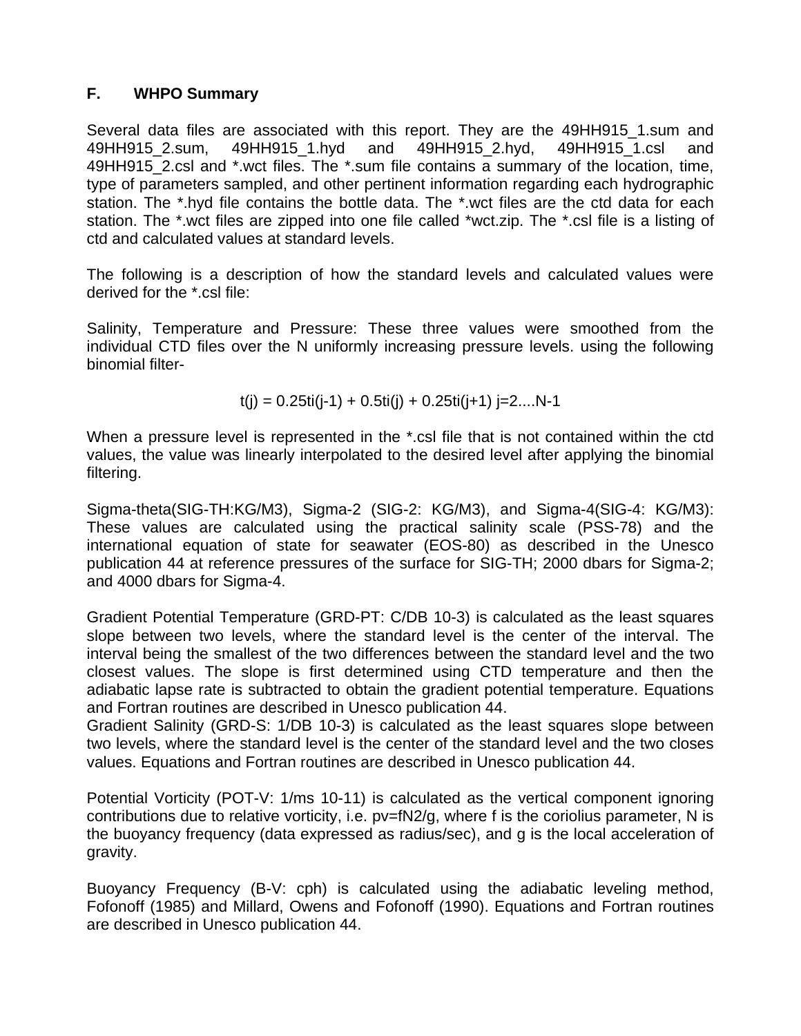## F. WHPO Summary

Several data files are associated with this report. They are the 49HH915_1.sum and 49HH915_2.sum, 49HH915_1.hyd and 49HH915_2.hyd, 49HH915_1.csl and 49HH915_2.csl and *.wct files. The *.sum file contains a summary of the location, time, type of parameters sampled, and other pertinent information regarding each hydrographic station. The *.hyd file contains the bottle data. The *.wct files are the ctd data for each station. The *.wct files are zipped into one file called *wct.zip. The *.csl file is a listing of ctd and calculated values at standard levels.

The following is a description of how the standard levels and calculated values were derived for the *.csl file:

Salinity, Temperature and Pressure: These three values were smoothed from the individual CTD files over the N uniformly increasing pressure levels. using the following binomial filter-

$$t(j) = 0.25ti(j-1) + 0.5ti(j) + 0.25ti(j+1) \quad j=2....N-1$$

When a pressure level is represented in the *.csl file that is not contained within the ctd values, the value was linearly interpolated to the desired level after applying the binomial filtering.

Sigma-theta(SIG-TH:KG/M3), Sigma-2 (SIG-2: KG/M3), and Sigma-4(SIG-4: KG/M3): These values are calculated using the practical salinity scale (PSS-78) and the international equation of state for seawater (EOS-80) as described in the Unesco publication 44 at reference pressures of the surface for SIG-TH; 2000 dbars for Sigma-2; and 4000 dbars for Sigma-4.

Gradient Potential Temperature (GRD-PT: C/DB 10-3) is calculated as the least squares slope between two levels, where the standard level is the center of the interval. The interval being the smallest of the two differences between the standard level and the two closest values. The slope is first determined using CTD temperature and then the adiabatic lapse rate is subtracted to obtain the gradient potential temperature. Equations and Fortran routines are described in Unesco publication 44.

Gradient Salinity (GRD-S: 1/DB 10-3) is calculated as the least squares slope between two levels, where the standard level is the center of the standard level and the two closes values. Equations and Fortran routines are described in Unesco publication 44.

Potential Vorticity (POT-V: 1/ms 10-11) is calculated as the vertical component ignoring contributions due to relative vorticity, i.e. pv=fN2/g, where f is the coriolius parameter, N is the buoyancy frequency (data expressed as radius/sec), and g is the local acceleration of gravity.

Buoyancy Frequency (B-V: cph) is calculated using the adiabatic leveling method, Fofonoff (1985) and Millard, Owens and Fofonoff (1990). Equations and Fortran routines are described in Unesco publication 44.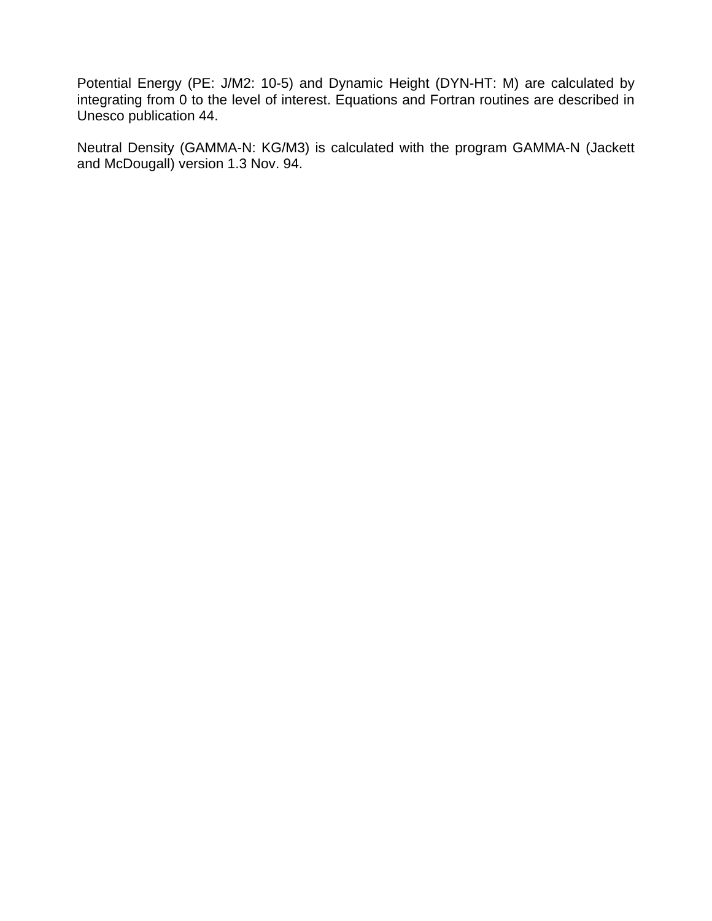Potential Energy (PE: J/M2: 10-5) and Dynamic Height (DYN-HT: M) are calculated by integrating from 0 to the level of interest. Equations and Fortran routines are described in Unesco publication 44.

Neutral Density (GAMMA-N: KG/M3) is calculated with the program GAMMA-N (Jackett and McDougall) version 1.3 Nov. 94.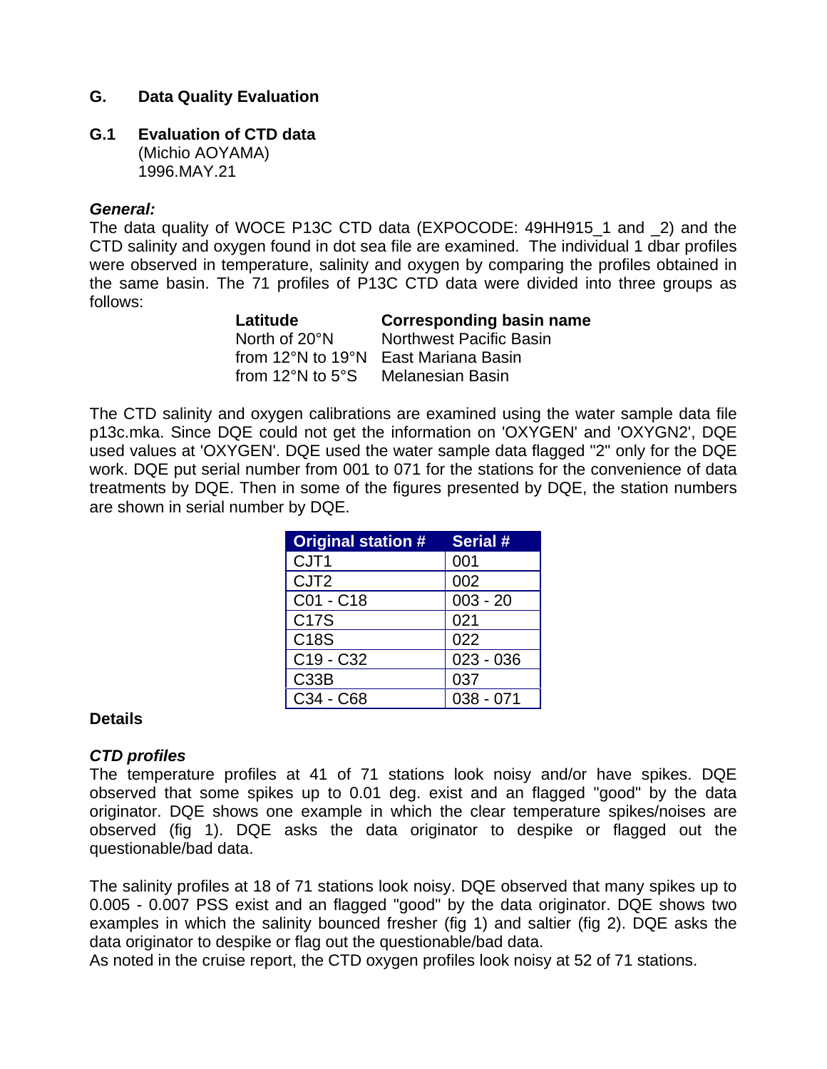## G. Data Quality Evaluation

### G.1 Evaluation of CTD data

(Michio AOYAMA)
1996.MAY.21

***General:***

The data quality of WOCE P13C CTD data (EXPOCODE: 49HH915_1 and _2) and the CTD salinity and oxygen found in dot sea file are examined. The individual 1 dbar profiles were observed in temperature, salinity and oxygen by comparing the profiles obtained in the same basin. The 71 profiles of P13C CTD data were divided into three groups as follows:

| Latitude | Corresponding basin name |
|---|---|
| North of 20°N | Northwest Pacific Basin |
| from 12°N to 19°N | East Mariana Basin |
| from 12°N to 5°S | Melanesian Basin |

The CTD salinity and oxygen calibrations are examined using the water sample data file p13c.mka. Since DQE could not get the information on 'OXYGEN' and 'OXYGN2', DQE used values at 'OXYGEN'. DQE used the water sample data flagged "2" only for the DQE work. DQE put serial number from 001 to 071 for the stations for the convenience of data treatments by DQE. Then in some of the figures presented by DQE, the station numbers are shown in serial number by DQE.

| Original station # | Serial # |
|---|---|
| CJT1 | 001 |
| CJT2 | 002 |
| C01 - C18 | 003 - 20 |
| C17S | 021 |
| C18S | 022 |
| C19 - C32 | 023 - 036 |
| C33B | 037 |
| C34 - C68 | 038 - 071 |

**Details**

***CTD profiles***

The temperature profiles at 41 of 71 stations look noisy and/or have spikes. DQE observed that some spikes up to 0.01 deg. exist and an flagged "good" by the data originator. DQE shows one example in which the clear temperature spikes/noises are observed (fig 1). DQE asks the data originator to despike or flagged out the questionable/bad data.

The salinity profiles at 18 of 71 stations look noisy. DQE observed that many spikes up to 0.005 - 0.007 PSS exist and an flagged "good" by the data originator. DQE shows two examples in which the salinity bounced fresher (fig 1) and saltier (fig 2). DQE asks the data originator to despike or flag out the questionable/bad data.
As noted in the cruise report, the CTD oxygen profiles look noisy at 52 of 71 stations.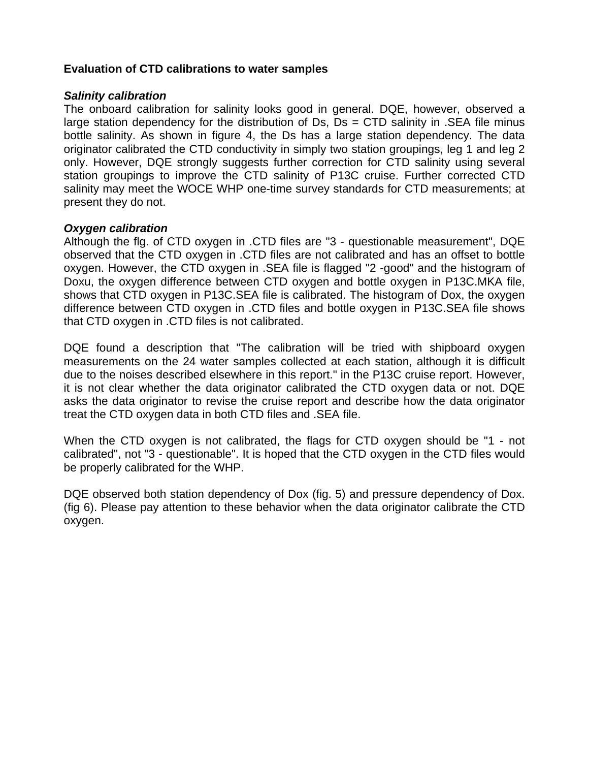**Evaluation of CTD calibrations to water samples**

***Salinity calibration***

The onboard calibration for salinity looks good in general. DQE, however, observed a large station dependency for the distribution of Ds, Ds = CTD salinity in .SEA file minus bottle salinity. As shown in figure 4, the Ds has a large station dependency. The data originator calibrated the CTD conductivity in simply two station groupings, leg 1 and leg 2 only. However, DQE strongly suggests further correction for CTD salinity using several station groupings to improve the CTD salinity of P13C cruise. Further corrected CTD salinity may meet the WOCE WHP one-time survey standards for CTD measurements; at present they do not.

***Oxygen calibration***

Although the flg. of CTD oxygen in .CTD files are "3 - questionable measurement", DQE observed that the CTD oxygen in .CTD files are not calibrated and has an offset to bottle oxygen. However, the CTD oxygen in .SEA file is flagged "2 -good" and the histogram of Doxu, the oxygen difference between CTD oxygen and bottle oxygen in P13C.MKA file, shows that CTD oxygen in P13C.SEA file is calibrated. The histogram of Dox, the oxygen difference between CTD oxygen in .CTD files and bottle oxygen in P13C.SEA file shows that CTD oxygen in .CTD files is not calibrated.

DQE found a description that "The calibration will be tried with shipboard oxygen measurements on the 24 water samples collected at each station, although it is difficult due to the noises described elsewhere in this report." in the P13C cruise report. However, it is not clear whether the data originator calibrated the CTD oxygen data or not. DQE asks the data originator to revise the cruise report and describe how the data originator treat the CTD oxygen data in both CTD files and .SEA file.

When the CTD oxygen is not calibrated, the flags for CTD oxygen should be "1 - not calibrated", not "3 - questionable". It is hoped that the CTD oxygen in the CTD files would be properly calibrated for the WHP.

DQE observed both station dependency of Dox (fig. 5) and pressure dependency of Dox. (fig 6). Please pay attention to these behavior when the data originator calibrate the CTD oxygen.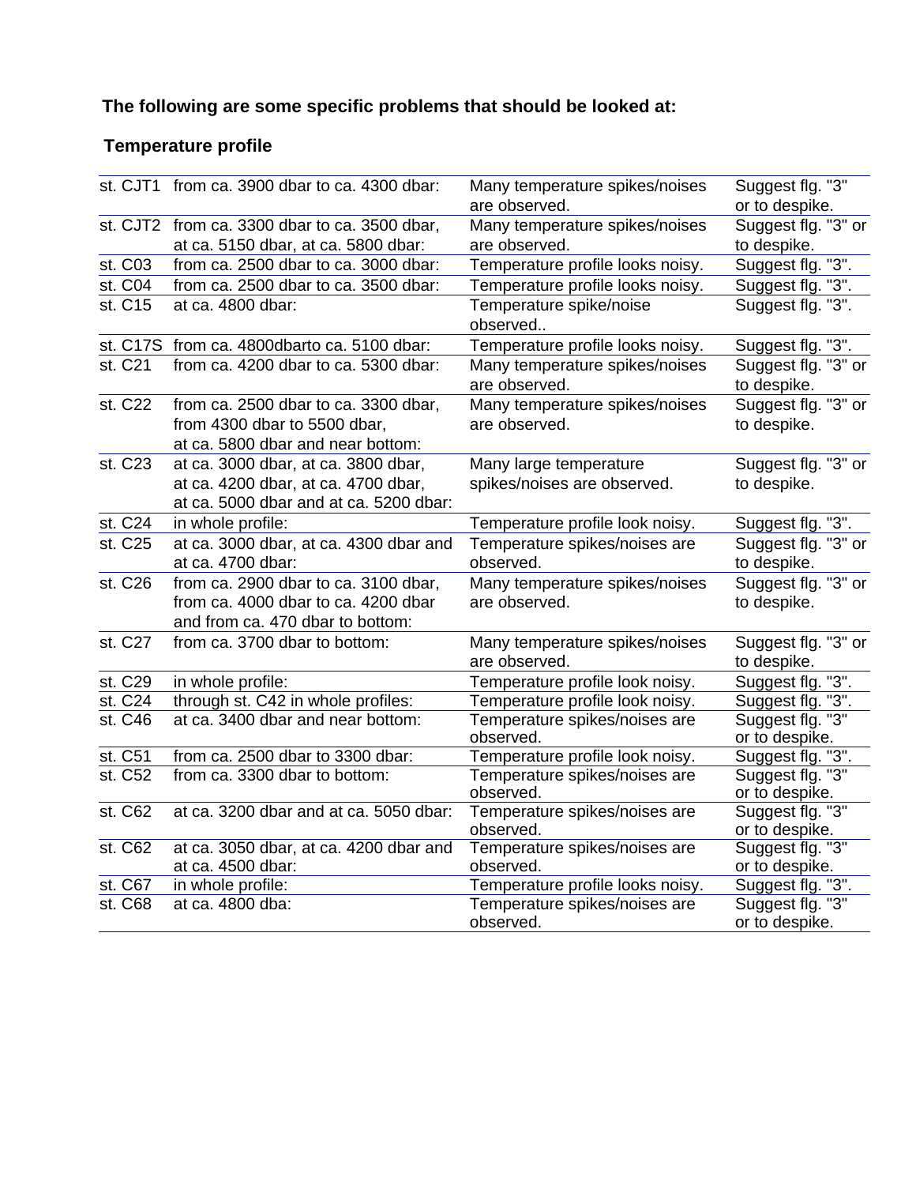**The following are some specific problems that should be looked at:**

**Temperature profile**

| | | | |
|---|---|---|---|
| st. CJT1 | from ca. 3900 dbar to ca. 4300 dbar: | Many temperature spikes/noises are observed. | Suggest flg. "3" or to despike. |
| st. CJT2 | from ca. 3300 dbar to ca. 3500 dbar, at ca. 5150 dbar, at ca. 5800 dbar: | Many temperature spikes/noises are observed. | Suggest flg. "3" or to despike. |
| st. C03 | from ca. 2500 dbar to ca. 3000 dbar: | Temperature profile looks noisy. | Suggest flg. "3". |
| st. C04 | from ca. 2500 dbar to ca. 3500 dbar: | Temperature profile looks noisy. | Suggest flg. "3". |
| st. C15 | at ca. 4800 dbar: | Temperature spike/noise observed.. | Suggest flg. "3". |
| st. C17S | from ca. 4800dbarto ca. 5100 dbar: | Temperature profile looks noisy. | Suggest flg. "3". |
| st. C21 | from ca. 4200 dbar to ca. 5300 dbar: | Many temperature spikes/noises are observed. | Suggest flg. "3" or to despike. |
| st. C22 | from ca. 2500 dbar to ca. 3300 dbar, from 4300 dbar to 5500 dbar, at ca. 5800 dbar and near bottom: | Many temperature spikes/noises are observed. | Suggest flg. "3" or to despike. |
| st. C23 | at ca. 3000 dbar, at ca. 3800 dbar, at ca. 4200 dbar, at ca. 4700 dbar, at ca. 5000 dbar and at ca. 5200 dbar: | Many large temperature spikes/noises are observed. | Suggest flg. "3" or to despike. |
| st. C24 | in whole profile: | Temperature profile look noisy. | Suggest flg. "3". |
| st. C25 | at ca. 3000 dbar, at ca. 4300 dbar and at ca. 4700 dbar: | Temperature spikes/noises are observed. | Suggest flg. "3" or to despike. |
| st. C26 | from ca. 2900 dbar to ca. 3100 dbar, from ca. 4000 dbar to ca. 4200 dbar and from ca. 470 dbar to bottom: | Many temperature spikes/noises are observed. | Suggest flg. "3" or to despike. |
| st. C27 | from ca. 3700 dbar to bottom: | Many temperature spikes/noises are observed. | Suggest flg. "3" or to despike. |
| st. C29 | in whole profile: | Temperature profile look noisy. | Suggest flg. "3". |
| st. C24 | through st. C42 in whole profiles: | Temperature profile look noisy. | Suggest flg. "3". |
| st. C46 | at ca. 3400 dbar and near bottom: | Temperature spikes/noises are observed. | Suggest flg. "3" or to despike. |
| st. C51 | from ca. 2500 dbar to 3300 dbar: | Temperature profile look noisy. | Suggest flg. "3". |
| st. C52 | from ca. 3300 dbar to bottom: | Temperature spikes/noises are observed. | Suggest flg. "3" or to despike. |
| st. C62 | at ca. 3200 dbar and at ca. 5050 dbar: | Temperature spikes/noises are observed. | Suggest flg. "3" or to despike. |
| st. C62 | at ca. 3050 dbar, at ca. 4200 dbar and at ca. 4500 dbar: | Temperature spikes/noises are observed. | Suggest flg. "3" or to despike. |
| st. C67 | in whole profile: | Temperature profile looks noisy. | Suggest flg. "3". |
| st. C68 | at ca. 4800 dba: | Temperature spikes/noises are observed. | Suggest flg. "3" or to despike. |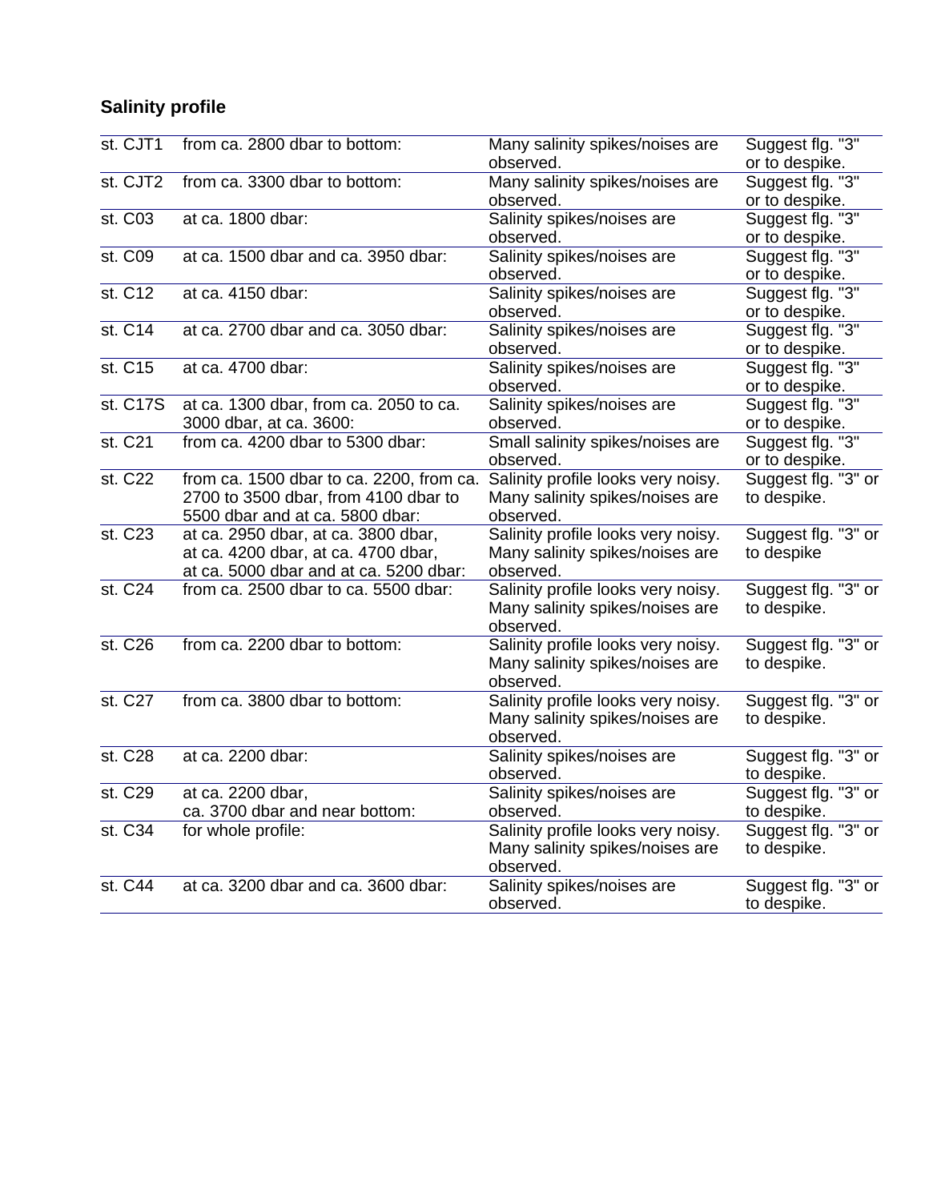**Salinity profile**

| | | | |
|---|---|---|---|
| st. CJT1 | from ca. 2800 dbar to bottom: | Many salinity spikes/noises are observed. | Suggest flg. "3" or to despike. |
| st. CJT2 | from ca. 3300 dbar to bottom: | Many salinity spikes/noises are observed. | Suggest flg. "3" or to despike. |
| st. C03 | at ca. 1800 dbar: | Salinity spikes/noises are observed. | Suggest flg. "3" or to despike. |
| st. C09 | at ca. 1500 dbar and ca. 3950 dbar: | Salinity spikes/noises are observed. | Suggest flg. "3" or to despike. |
| st. C12 | at ca. 4150 dbar: | Salinity spikes/noises are observed. | Suggest flg. "3" or to despike. |
| st. C14 | at ca. 2700 dbar and ca. 3050 dbar: | Salinity spikes/noises are observed. | Suggest flg. "3" or to despike. |
| st. C15 | at ca. 4700 dbar: | Salinity spikes/noises are observed. | Suggest flg. "3" or to despike. |
| st. C17S | at ca. 1300 dbar, from ca. 2050 to ca. 3000 dbar, at ca. 3600: | Salinity spikes/noises are observed. | Suggest flg. "3" or to despike. |
| st. C21 | from ca. 4200 dbar to 5300 dbar: | Small salinity spikes/noises are observed. | Suggest flg. "3" or to despike. |
| st. C22 | from ca. 1500 dbar to ca. 2200, from ca. 2700 to 3500 dbar, from 4100 dbar to 5500 dbar and at ca. 5800 dbar: | Salinity profile looks very noisy. Many salinity spikes/noises are observed. | Suggest flg. "3" or to despike. |
| st. C23 | at ca. 2950 dbar, at ca. 3800 dbar, at ca. 4200 dbar, at ca. 4700 dbar, at ca. 5000 dbar and at ca. 5200 dbar: | Salinity profile looks very noisy. Many salinity spikes/noises are observed. | Suggest flg. "3" or to despike |
| st. C24 | from ca. 2500 dbar to ca. 5500 dbar: | Salinity profile looks very noisy. Many salinity spikes/noises are observed. | Suggest flg. "3" or to despike. |
| st. C26 | from ca. 2200 dbar to bottom: | Salinity profile looks very noisy. Many salinity spikes/noises are observed. | Suggest flg. "3" or to despike. |
| st. C27 | from ca. 3800 dbar to bottom: | Salinity profile looks very noisy. Many salinity spikes/noises are observed. | Suggest flg. "3" or to despike. |
| st. C28 | at ca. 2200 dbar: | Salinity spikes/noises are observed. | Suggest flg. "3" or to despike. |
| st. C29 | at ca. 2200 dbar, ca. 3700 dbar and near bottom: | Salinity spikes/noises are observed. | Suggest flg. "3" or to despike. |
| st. C34 | for whole profile: | Salinity profile looks very noisy. Many salinity spikes/noises are observed. | Suggest flg. "3" or to despike. |
| st. C44 | at ca. 3200 dbar and ca. 3600 dbar: | Salinity spikes/noises are observed. | Suggest flg. "3" or to despike. |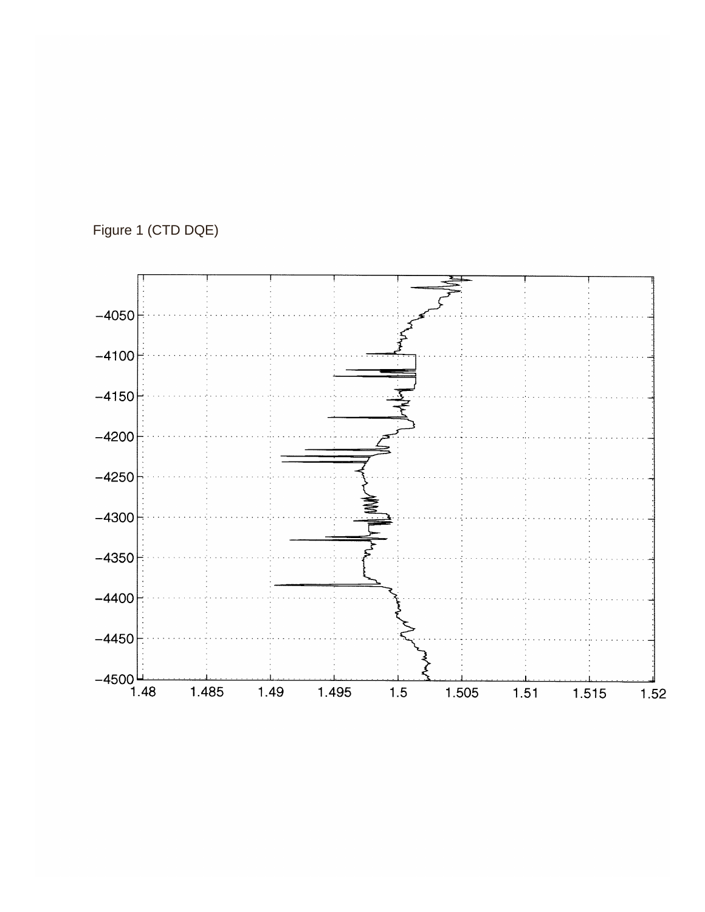Figure 1 (CTD DQE)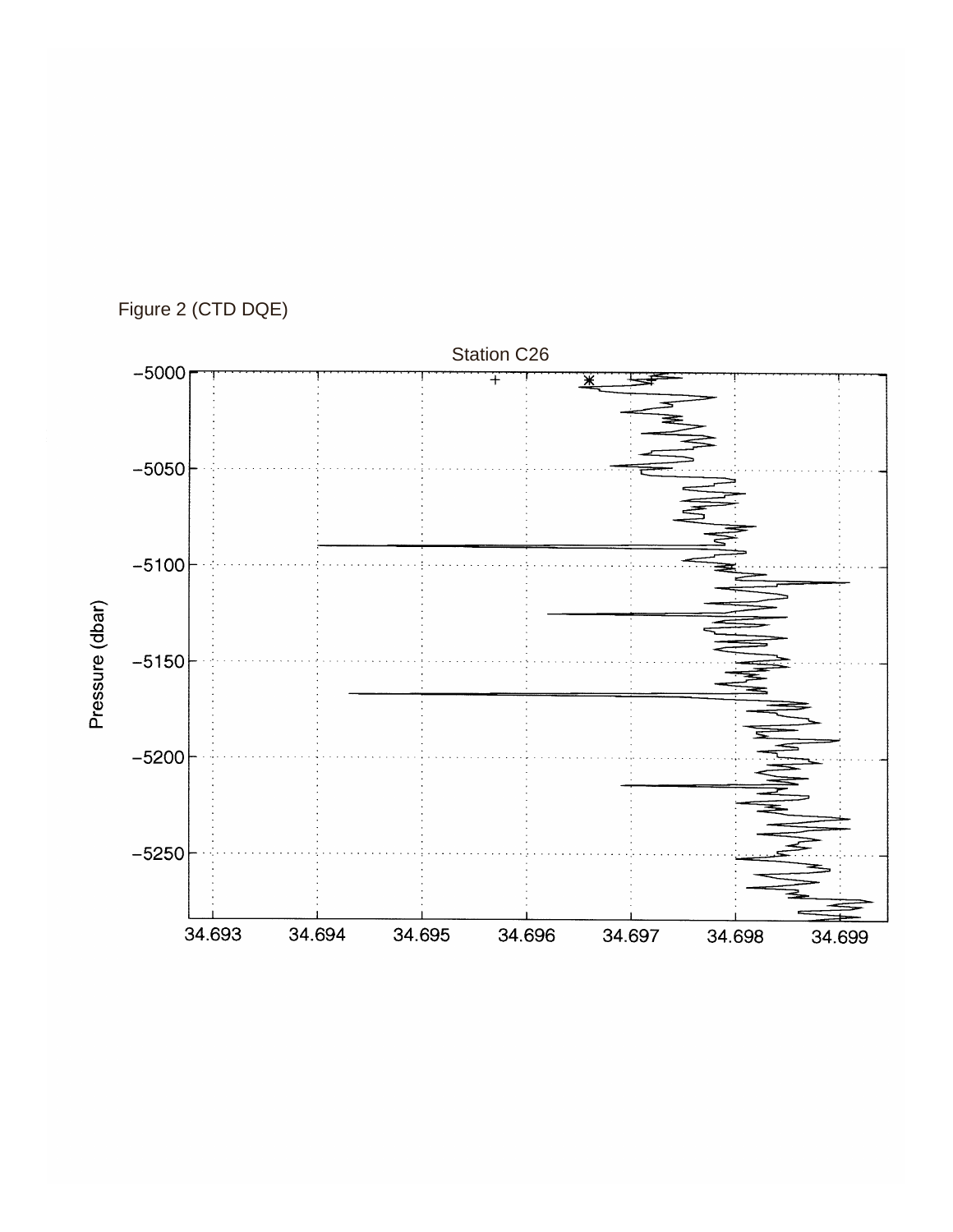Figure 2 (CTD DQE)

Station C26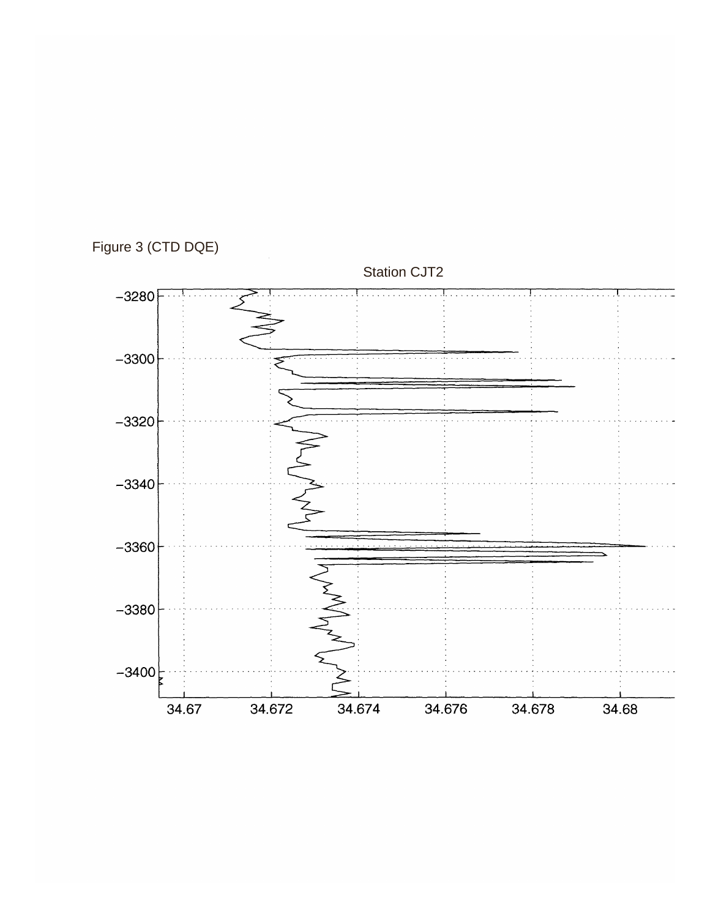Figure 3 (CTD DQE)

Station CJT2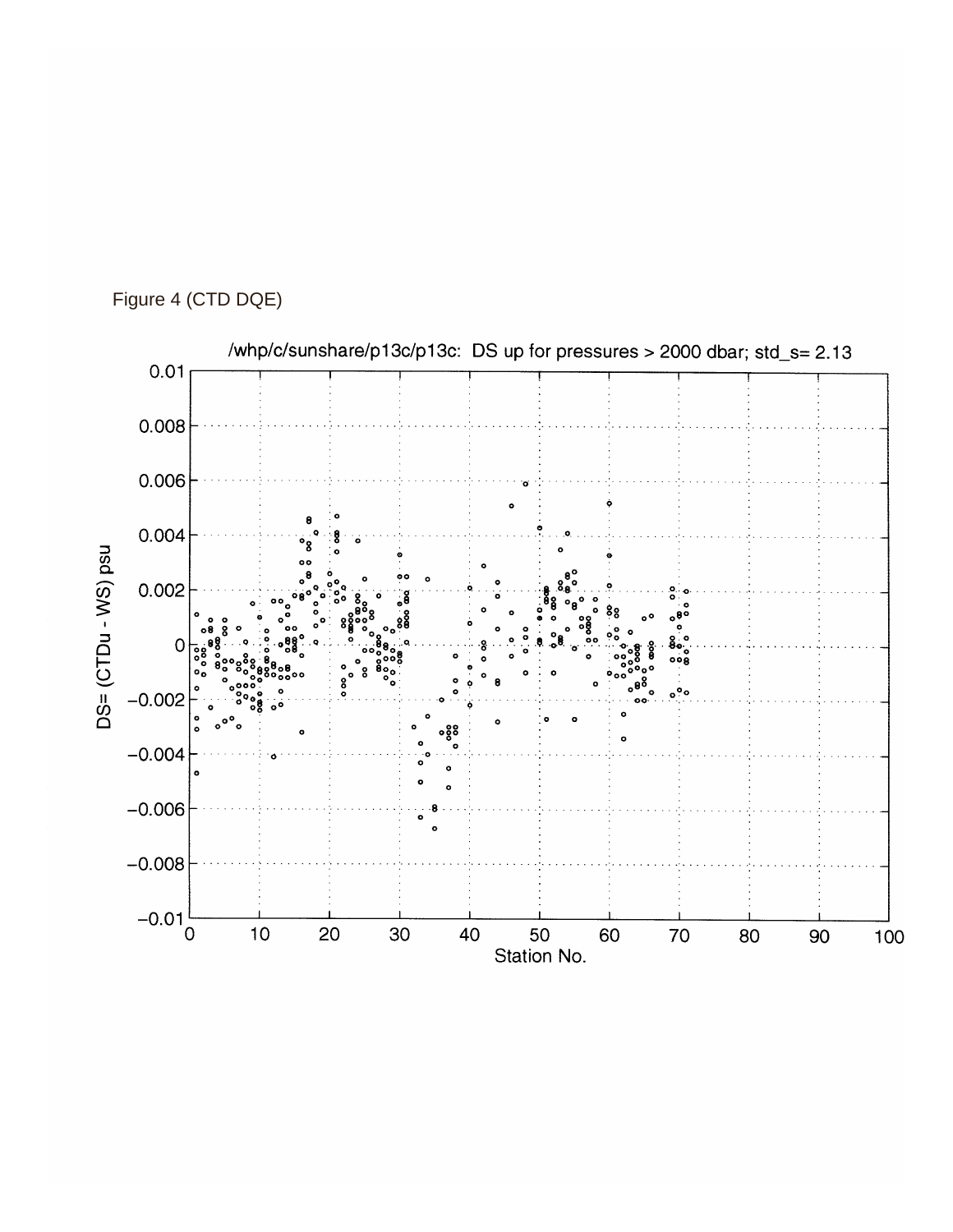Figure 4 (CTD DQE)

/whp/c/sunshare/p13c/p13c: DS up for pressures > 2000 dbar; std_s= 2.13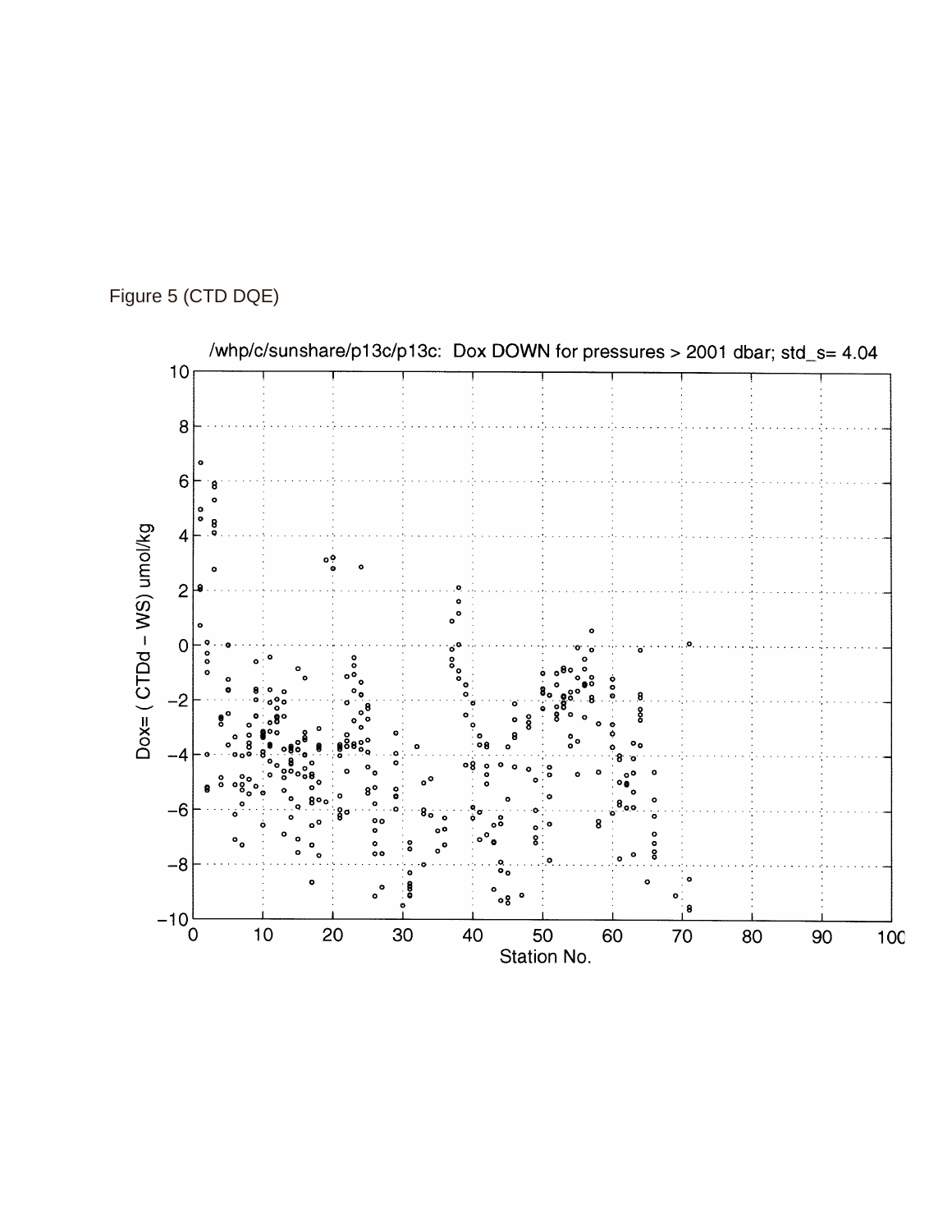Figure 5 (CTD DQE)

/whp/c/sunshare/p13c/p13c: Dox DOWN for pressures > 2001 dbar; std_s= 4.04

Dox= ( CTDd – WS) umol/kg

Station No.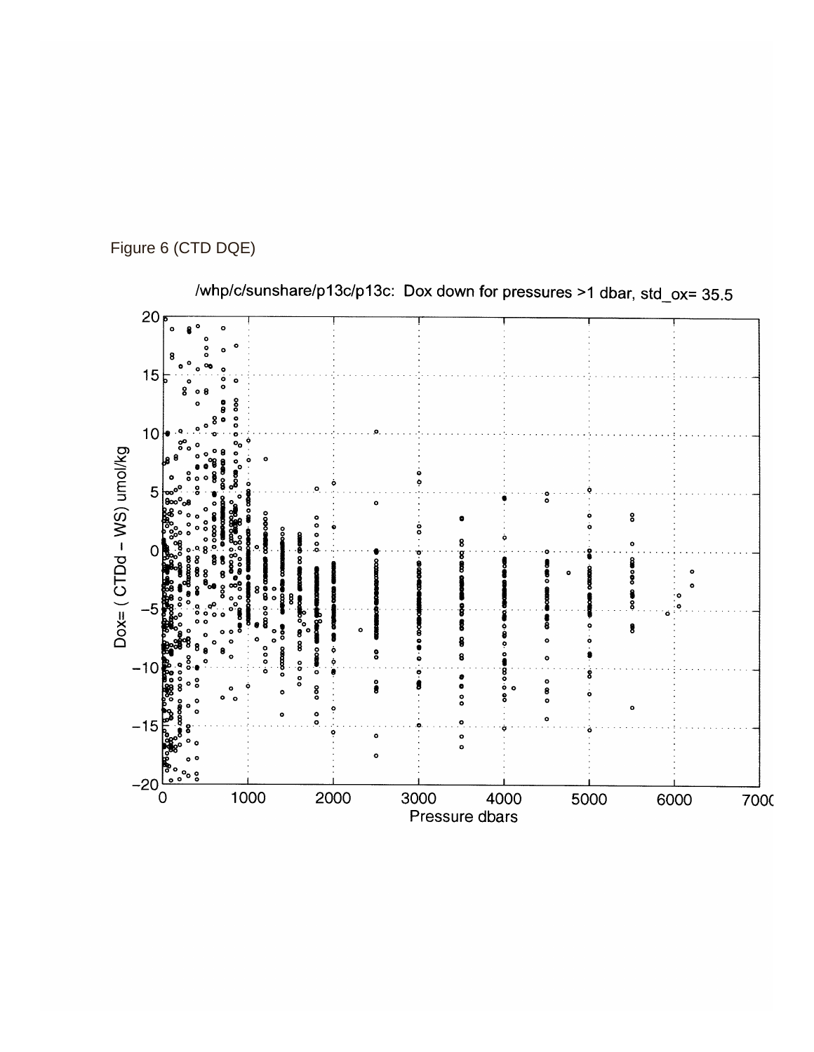Figure 6 (CTD DQE)

/whp/c/sunshare/p13c/p13c: Dox down for pressures >1 dbar, std_ox= 35.5

Dox= ( CTDd – WS) umol/kg

Pressure dbars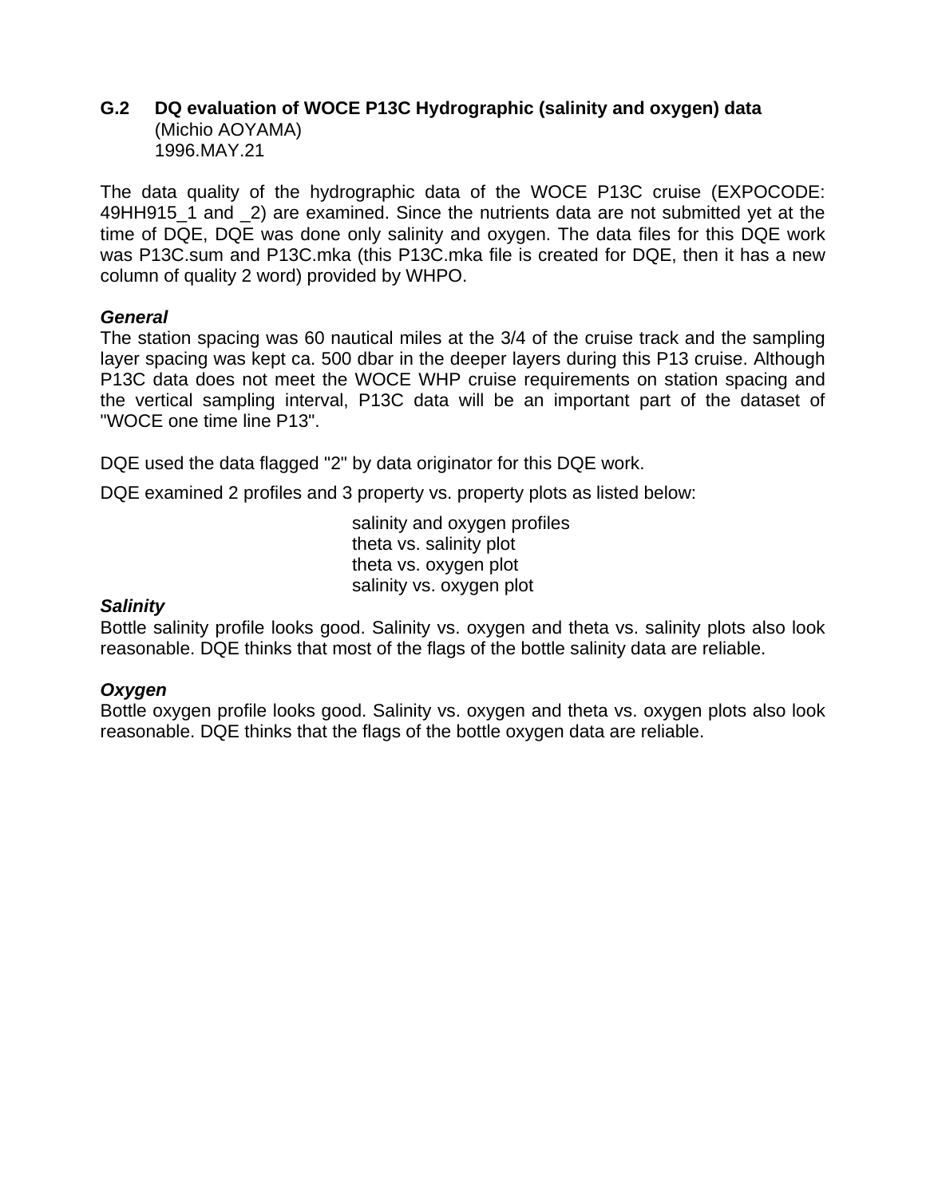## G.2 DQ evaluation of WOCE P13C Hydrographic (salinity and oxygen) data

(Michio AOYAMA)
1996.MAY.21

The data quality of the hydrographic data of the WOCE P13C cruise (EXPOCODE: 49HH915_1 and _2) are examined. Since the nutrients data are not submitted yet at the time of DQE, DQE was done only salinity and oxygen. The data files for this DQE work was P13C.sum and P13C.mka (this P13C.mka file is created for DQE, then it has a new column of quality 2 word) provided by WHPO.

***General***

The station spacing was 60 nautical miles at the 3/4 of the cruise track and the sampling layer spacing was kept ca. 500 dbar in the deeper layers during this P13 cruise. Although P13C data does not meet the WOCE WHP cruise requirements on station spacing and the vertical sampling interval, P13C data will be an important part of the dataset of "WOCE one time line P13".

DQE used the data flagged "2" by data originator for this DQE work.

DQE examined 2 profiles and 3 property vs. property plots as listed below:

- salinity and oxygen profiles
- theta vs. salinity plot
- theta vs. oxygen plot
- salinity vs. oxygen plot

***Salinity***

Bottle salinity profile looks good. Salinity vs. oxygen and theta vs. salinity plots also look reasonable. DQE thinks that most of the flags of the bottle salinity data are reliable.

***Oxygen***

Bottle oxygen profile looks good. Salinity vs. oxygen and theta vs. oxygen plots also look reasonable. DQE thinks that the flags of the bottle oxygen data are reliable.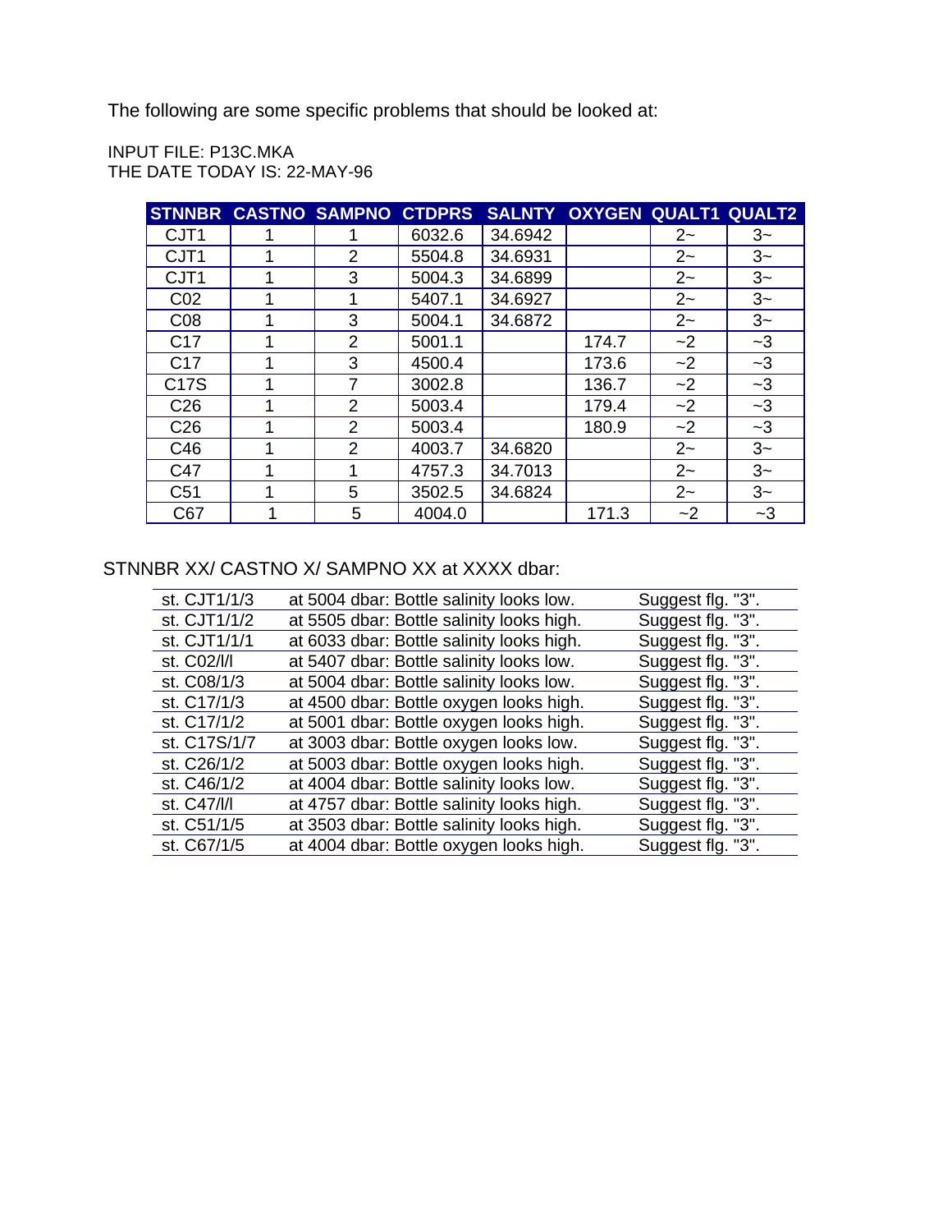The following are some specific problems that should be looked at:

INPUT FILE: P13C.MKA
THE DATE TODAY IS: 22-MAY-96

| STNNBR | CASTNO | SAMPNO | CTDPRS | SALNTY | OXYGEN | QUALT1 | QUALT2 |
|---|---|---|---|---|---|---|---|
| CJT1 | 1 | 1 | 6032.6 | 34.6942 | | 2~ | 3~ |
| CJT1 | 1 | 2 | 5504.8 | 34.6931 | | 2~ | 3~ |
| CJT1 | 1 | 3 | 5004.3 | 34.6899 | | 2~ | 3~ |
| C02 | 1 | 1 | 5407.1 | 34.6927 | | 2~ | 3~ |
| C08 | 1 | 3 | 5004.1 | 34.6872 | | 2~ | 3~ |
| C17 | 1 | 2 | 5001.1 | | 174.7 | ~2 | ~3 |
| C17 | 1 | 3 | 4500.4 | | 173.6 | ~2 | ~3 |
| C17S | 1 | 7 | 3002.8 | | 136.7 | ~2 | ~3 |
| C26 | 1 | 2 | 5003.4 | | 179.4 | ~2 | ~3 |
| C26 | 1 | 2 | 5003.4 | | 180.9 | ~2 | ~3 |
| C46 | 1 | 2 | 4003.7 | 34.6820 | | 2~ | 3~ |
| C47 | 1 | 1 | 4757.3 | 34.7013 | | 2~ | 3~ |
| C51 | 1 | 5 | 3502.5 | 34.6824 | | 2~ | 3~ |
| C67 | 1 | 5 | 4004.0 | | 171.3 | ~2 | ~3 |

STNNBR XX/ CASTNO X/ SAMPNO XX at XXXX dbar:

| | | |
|---|---|---|
| st. CJT1/1/3 | at 5004 dbar: Bottle salinity looks low. | Suggest flg. "3". |
| st. CJT1/1/2 | at 5505 dbar: Bottle salinity looks high. | Suggest flg. "3". |
| st. CJT1/1/1 | at 6033 dbar: Bottle salinity looks high. | Suggest flg. "3". |
| st. C02/l/l | at 5407 dbar: Bottle salinity looks low. | Suggest flg. "3". |
| st. C08/1/3 | at 5004 dbar: Bottle salinity looks low. | Suggest flg. "3". |
| st. C17/1/3 | at 4500 dbar: Bottle oxygen looks high. | Suggest flg. "3". |
| st. C17/1/2 | at 5001 dbar: Bottle oxygen looks high. | Suggest flg. "3". |
| st. C17S/1/7 | at 3003 dbar: Bottle oxygen looks low. | Suggest flg. "3". |
| st. C26/1/2 | at 5003 dbar: Bottle oxygen looks high. | Suggest flg. "3". |
| st. C46/1/2 | at 4004 dbar: Bottle salinity looks low. | Suggest flg. "3". |
| st. C47/l/l | at 4757 dbar: Bottle salinity looks high. | Suggest flg. "3". |
| st. C51/1/5 | at 3503 dbar: Bottle salinity looks high. | Suggest flg. "3". |
| st. C67/1/5 | at 4004 dbar: Bottle oxygen looks high. | Suggest flg. "3". |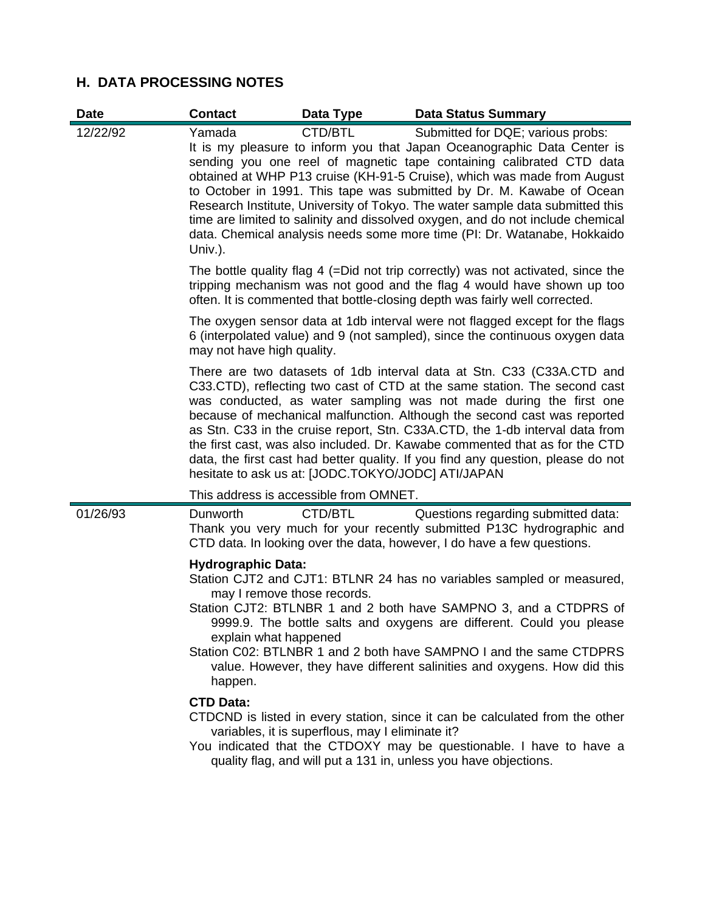## H. DATA PROCESSING NOTES

| Date | Contact | Data Type | Data Status Summary |
|---|---|---|---|
| 12/22/92 | Yamada | CTD/BTL | Submitted for DQE; various probs: |

It is my pleasure to inform you that Japan Oceanographic Data Center is sending you one reel of magnetic tape containing calibrated CTD data obtained at WHP P13 cruise (KH-91-5 Cruise), which was made from August to October in 1991. This tape was submitted by Dr. M. Kawabe of Ocean Research Institute, University of Tokyo. The water sample data submitted this time are limited to salinity and dissolved oxygen, and do not include chemical data. Chemical analysis needs some more time (PI: Dr. Watanabe, Hokkaido Univ.).

The bottle quality flag 4 (=Did not trip correctly) was not activated, since the tripping mechanism was not good and the flag 4 would have shown up too often. It is commented that bottle-closing depth was fairly well corrected.

The oxygen sensor data at 1db interval were not flagged except for the flags 6 (interpolated value) and 9 (not sampled), since the continuous oxygen data may not have high quality.

There are two datasets of 1db interval data at Stn. C33 (C33A.CTD and C33.CTD), reflecting two cast of CTD at the same station. The second cast was conducted, as water sampling was not made during the first one because of mechanical malfunction. Although the second cast was reported as Stn. C33 in the cruise report, Stn. C33A.CTD, the 1-db interval data from the first cast, was also included. Dr. Kawabe commented that as for the CTD data, the first cast had better quality. If you find any question, please do not hesitate to ask us at: [JODC.TOKYO/JODC] ATI/JAPAN

This address is accessible from OMNET.

| Date | Contact | Data Type | Data Status Summary |
|---|---|---|---|
| 01/26/93 | Dunworth | CTD/BTL | Questions regarding submitted data: |

Thank you very much for your recently submitted P13C hydrographic and CTD data. In looking over the data, however, I do have a few questions.

**Hydrographic Data:**

Station CJT2 and CJT1: BTLNR 24 has no variables sampled or measured, may I remove those records.

Station CJT2: BTLNBR 1 and 2 both have SAMPNO 3, and a CTDPRS of 9999.9. The bottle salts and oxygens are different. Could you please explain what happened

Station C02: BTLNBR 1 and 2 both have SAMPNO I and the same CTDPRS value. However, they have different salinities and oxygens. How did this happen.

**CTD Data:**

CTDCND is listed in every station, since it can be calculated from the other variables, it is superflous, may I eliminate it?

You indicated that the CTDOXY may be questionable. I have to have a quality flag, and will put a 131 in, unless you have objections.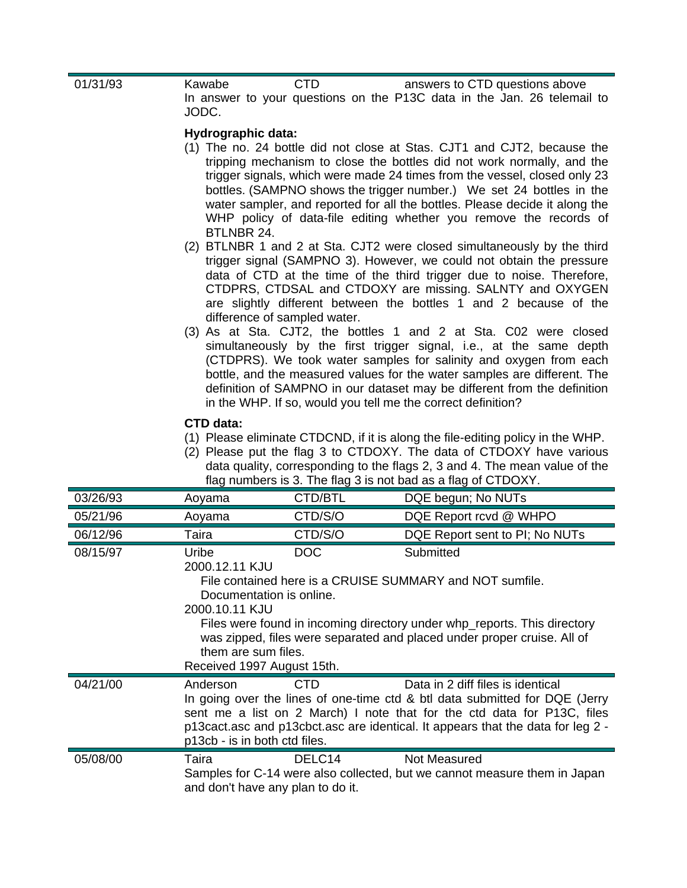| | | | |
|---|---|---|---|
| 01/31/93 | Kawabe | CTD | answers to CTD questions above |

In answer to your questions on the P13C data in the Jan. 26 telemail to JODC.

**Hydrographic data:**

(1) The no. 24 bottle did not close at Stas. CJT1 and CJT2, because the tripping mechanism to close the bottles did not work normally, and the trigger signals, which were made 24 times from the vessel, closed only 23 bottles. (SAMPNO shows the trigger number.) We set 24 bottles in the water sampler, and reported for all the bottles. Please decide it along the WHP policy of data-file editing whether you remove the records of BTLNBR 24.

(2) BTLNBR 1 and 2 at Sta. CJT2 were closed simultaneously by the third trigger signal (SAMPNO 3). However, we could not obtain the pressure data of CTD at the time of the third trigger due to noise. Therefore, CTDPRS, CTDSAL and CTDOXY are missing. SALNTY and OXYGEN are slightly different between the bottles 1 and 2 because of the difference of sampled water.

(3) As at Sta. CJT2, the bottles 1 and 2 at Sta. C02 were closed simultaneously by the first trigger signal, i.e., at the same depth (CTDPRS). We took water samples for salinity and oxygen from each bottle, and the measured values for the water samples are different. The definition of SAMPNO in our dataset may be different from the definition in the WHP. If so, would you tell me the correct definition?

**CTD data:**

(1) Please eliminate CTDCND, if it is along the file-editing policy in the WHP.

(2) Please put the flag 3 to CTDOXY. The data of CTDOXY have various data quality, corresponding to the flags 2, 3 and 4. The mean value of the flag numbers is 3. The flag 3 is not bad as a flag of CTDOXY.

| | | | |
|---|---|---|---|
| 03/26/93 | Aoyama | CTD/BTL | DQE begun; No NUTs |
| 05/21/96 | Aoyama | CTD/S/O | DQE Report rcvd @ WHPO |
| 06/12/96 | Taira | CTD/S/O | DQE Report sent to PI; No NUTs |
| 08/15/97 | Uribe | DOC | Submitted |

2000.12.11 KJU

File contained here is a CRUISE SUMMARY and NOT sumfile. Documentation is online.

2000.10.11 KJU

Files were found in incoming directory under whp_reports. This directory was zipped, files were separated and placed under proper cruise. All of them are sum files.

Received 1997 August 15th.

| | | | |
|---|---|---|---|
| 04/21/00 | Anderson | CTD | Data in 2 diff files is identical |

In going over the lines of one-time ctd & btl data submitted for DQE (Jerry sent me a list on 2 March) I note that for the ctd data for P13C, files p13cact.asc and p13cbct.asc are identical. It appears that the data for leg 2 - p13cb - is in both ctd files.

| | | | |
|---|---|---|---|
| 05/08/00 | Taira | DELC14 | Not Measured |

Samples for C-14 were also collected, but we cannot measure them in Japan and don't have any plan to do it.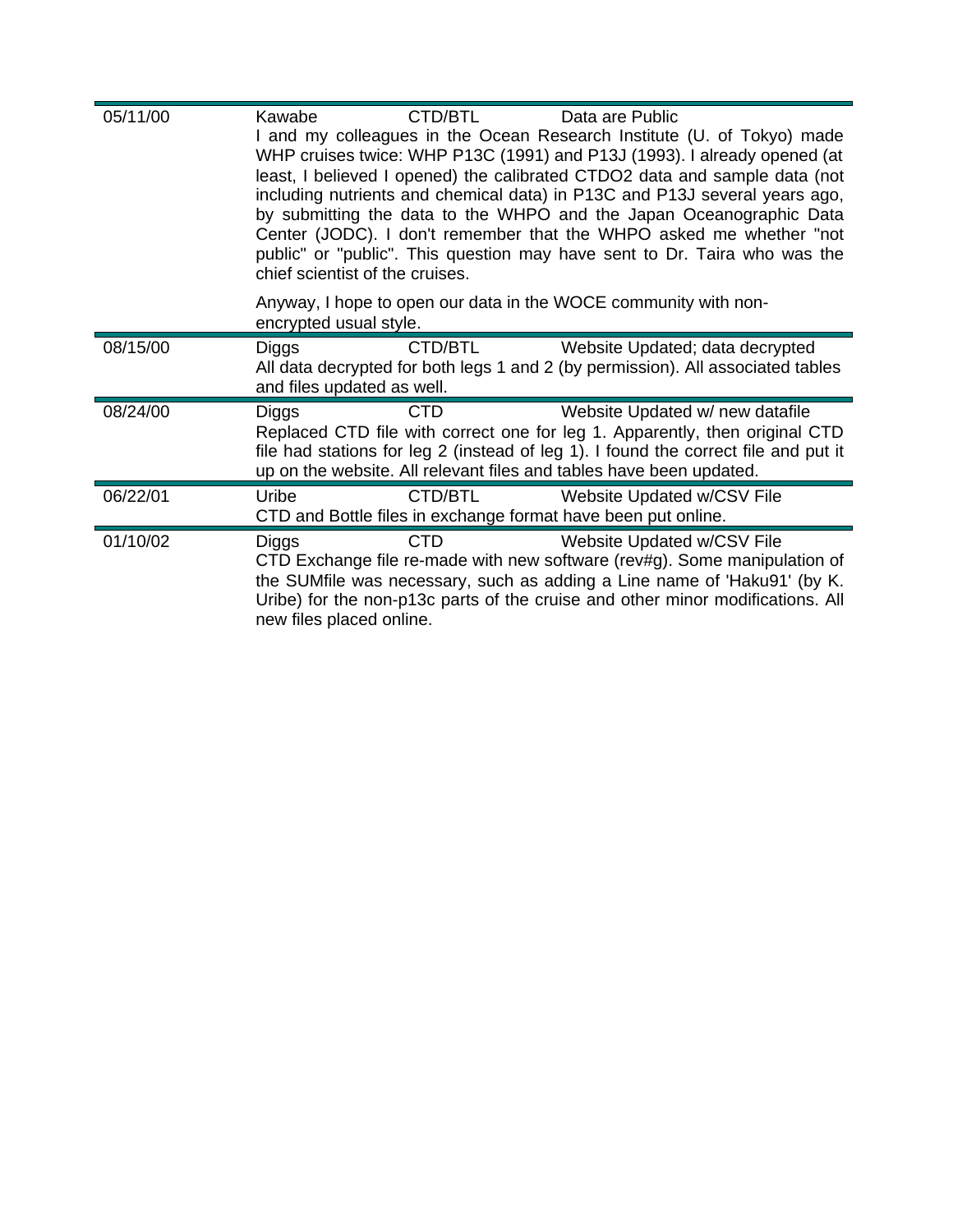| | | | |
|---|---|---|---|
| 05/11/00 | Kawabe | CTD/BTL | Data are Public |
| | I and my colleagues in the Ocean Research Institute (U. of Tokyo) made WHP cruises twice: WHP P13C (1991) and P13J (1993). I already opened (at least, I believed I opened) the calibrated CTDO2 data and sample data (not including nutrients and chemical data) in P13C and P13J several years ago, by submitting the data to the WHPO and the Japan Oceanographic Data Center (JODC). I don't remember that the WHPO asked me whether "not public" or "public". This question may have sent to Dr. Taira who was the chief scientist of the cruises.<br><br>Anyway, I hope to open our data in the WOCE community with non-encrypted usual style. | | |
| 08/15/00 | Diggs | CTD/BTL | Website Updated; data decrypted |
| | All data decrypted for both legs 1 and 2 (by permission). All associated tables and files updated as well. | | |
| 08/24/00 | Diggs | CTD | Website Updated w/ new datafile |
| | Replaced CTD file with correct one for leg 1. Apparently, then original CTD file had stations for leg 2 (instead of leg 1). I found the correct file and put it up on the website. All relevant files and tables have been updated. | | |
| 06/22/01 | Uribe | CTD/BTL | Website Updated w/CSV File |
| | CTD and Bottle files in exchange format have been put online. | | |
| 01/10/02 | Diggs | CTD | Website Updated w/CSV File |
| | CTD Exchange file re-made with new software (rev#g). Some manipulation of the SUMfile was necessary, such as adding a Line name of 'Haku91' (by K. Uribe) for the non-p13c parts of the cruise and other minor modifications. All new files placed online. | | |